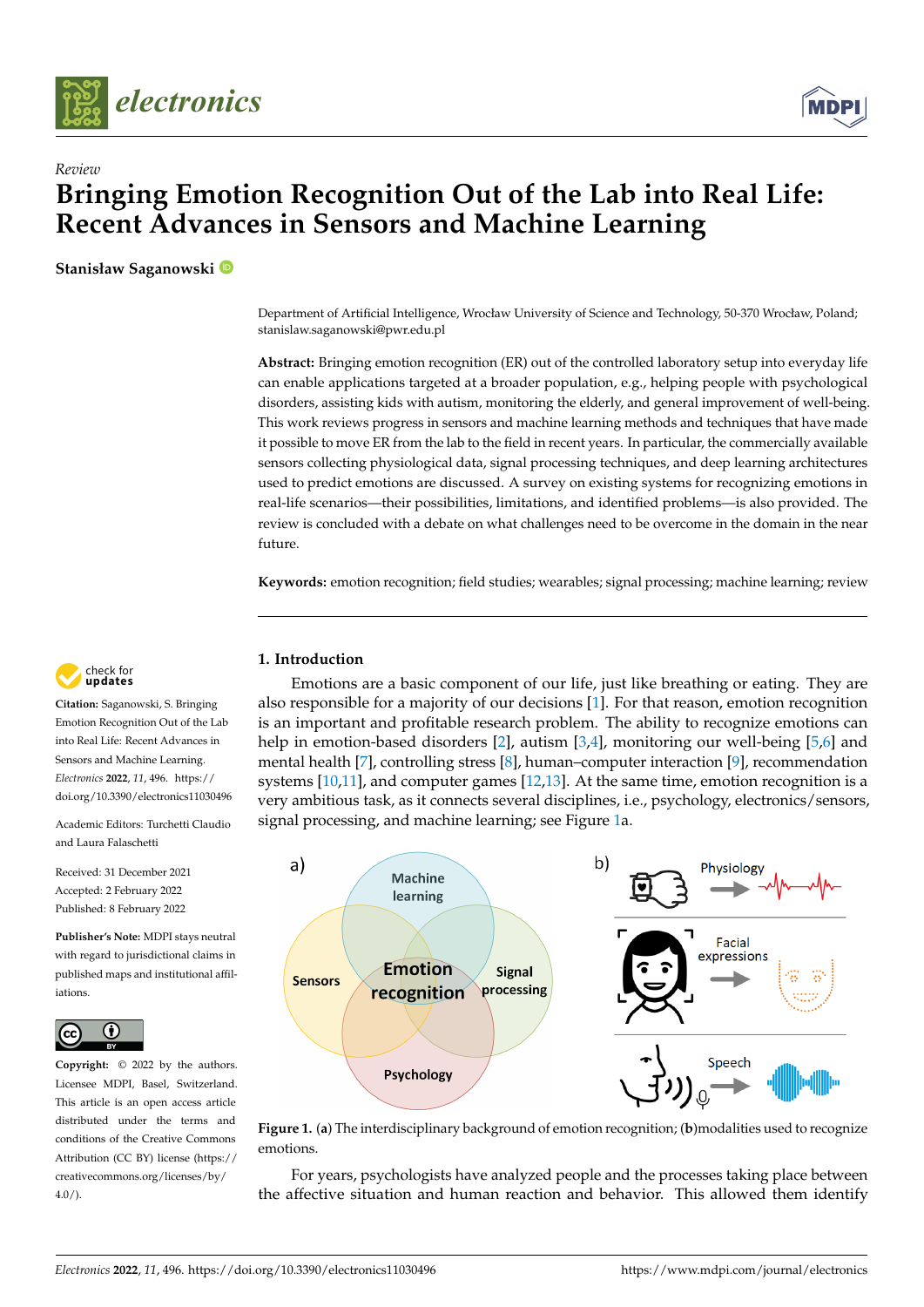Review

# Bringing Emotion Recognition Out of the Lab into Real Life: Recent Advances in Sensors and Machine Learning

**Stanisław Saganowski**

Department of Artificial Intelligence, Wrocław University of Science and Technology, 50-370 Wrocław, Poland; stanislaw.saganowski@pwr.edu.pl

**Abstract:** Bringing emotion recognition (ER) out of the controlled laboratory setup into everyday life can enable applications targeted at a broader population, e.g., helping people with psychological disorders, assisting kids with autism, monitoring the elderly, and general improvement of well-being. This work reviews progress in sensors and machine learning methods and techniques that have made it possible to move ER from the lab to the field in recent years. In particular, the commercially available sensors collecting physiological data, signal processing techniques, and deep learning architectures used to predict emotions are discussed. A survey on existing systems for recognizing emotions in real-life scenarios—their possibilities, limitations, and identified problems—is also provided. The review is concluded with a debate on what challenges need to be overcome in the domain in the near future.

**Keywords:** emotion recognition; field studies; wearables; signal processing; machine learning; review

**Citation:** Saganowski, S. Bringing Emotion Recognition Out of the Lab into Real Life: Recent Advances in Sensors and Machine Learning. *Electronics* **2022**, *11*, 496. https://doi.org/10.3390/electronics11030496

Academic Editors: Turchetti Claudio and Laura Falaschetti

Received: 31 December 2021
Accepted: 2 February 2022
Published: 8 February 2022

**Publisher's Note:** MDPI stays neutral with regard to jurisdictional claims in published maps and institutional affiliations.

**Copyright:** © 2022 by the authors. Licensee MDPI, Basel, Switzerland. This article is an open access article distributed under the terms and conditions of the Creative Commons Attribution (CC BY) license (https://creativecommons.org/licenses/by/4.0/).

## 1. Introduction

Emotions are a basic component of our life, just like breathing or eating. They are also responsible for a majority of our decisions [1]. For that reason, emotion recognition is an important and profitable research problem. The ability to recognize emotions can help in emotion-based disorders [2], autism [3,4], monitoring our well-being [5,6] and mental health [7], controlling stress [8], human–computer interaction [9], recommendation systems [10,11], and computer games [12,13]. At the same time, emotion recognition is a very ambitious task, as it connects several disciplines, i.e., psychology, electronics/sensors, signal processing, and machine learning; see Figure 1a.

**Figure 1.** (**a**) The interdisciplinary background of emotion recognition; (**b**)modalities used to recognize emotions.

For years, psychologists have analyzed people and the processes taking place between the affective situation and human reaction and behavior. This allowed them identify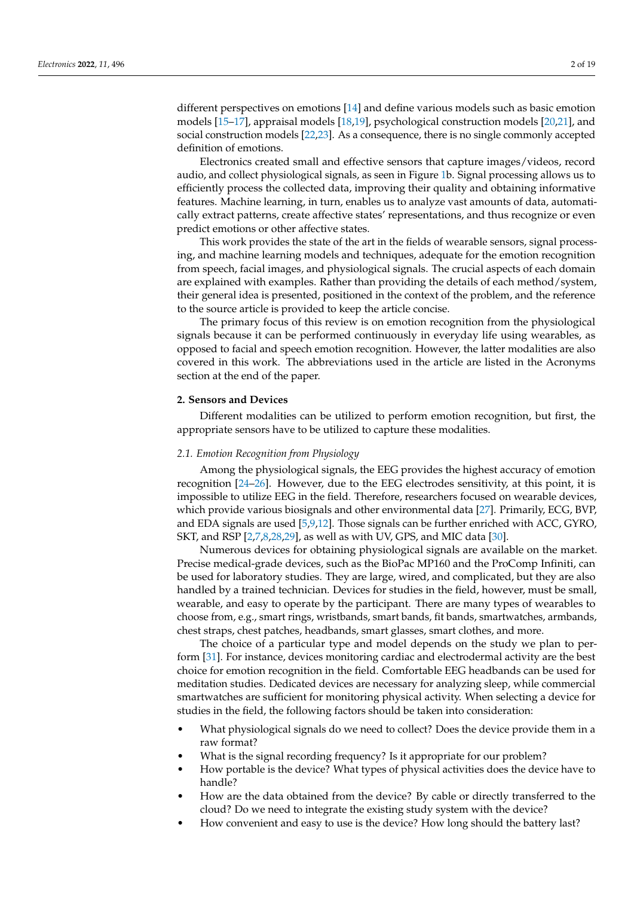different perspectives on emotions [14] and define various models such as basic emotion models [15–17], appraisal models [18,19], psychological construction models [20,21], and social construction models [22,23]. As a consequence, there is no single commonly accepted definition of emotions.

Electronics created small and effective sensors that capture images/videos, record audio, and collect physiological signals, as seen in Figure 1b. Signal processing allows us to efficiently process the collected data, improving their quality and obtaining informative features. Machine learning, in turn, enables us to analyze vast amounts of data, automatically extract patterns, create affective states' representations, and thus recognize or even predict emotions or other affective states.

This work provides the state of the art in the fields of wearable sensors, signal processing, and machine learning models and techniques, adequate for the emotion recognition from speech, facial images, and physiological signals. The crucial aspects of each domain are explained with examples. Rather than providing the details of each method/system, their general idea is presented, positioned in the context of the problem, and the reference to the source article is provided to keep the article concise.

The primary focus of this review is on emotion recognition from the physiological signals because it can be performed continuously in everyday life using wearables, as opposed to facial and speech emotion recognition. However, the latter modalities are also covered in this work. The abbreviations used in the article are listed in the Acronyms section at the end of the paper.

## 2. Sensors and Devices

Different modalities can be utilized to perform emotion recognition, but first, the appropriate sensors have to be utilized to capture these modalities.

### *2.1. Emotion Recognition from Physiology*

Among the physiological signals, the EEG provides the highest accuracy of emotion recognition [24–26]. However, due to the EEG electrodes sensitivity, at this point, it is impossible to utilize EEG in the field. Therefore, researchers focused on wearable devices, which provide various biosignals and other environmental data [27]. Primarily, ECG, BVP, and EDA signals are used [5,9,12]. Those signals can be further enriched with ACC, GYRO, SKT, and RSP [2,7,8,28,29], as well as with UV, GPS, and MIC data [30].

Numerous devices for obtaining physiological signals are available on the market. Precise medical-grade devices, such as the BioPac MP160 and the ProComp Infiniti, can be used for laboratory studies. They are large, wired, and complicated, but they are also handled by a trained technician. Devices for studies in the field, however, must be small, wearable, and easy to operate by the participant. There are many types of wearables to choose from, e.g., smart rings, wristbands, smart bands, fit bands, smartwatches, armbands, chest straps, chest patches, headbands, smart glasses, smart clothes, and more.

The choice of a particular type and model depends on the study we plan to perform [31]. For instance, devices monitoring cardiac and electrodermal activity are the best choice for emotion recognition in the field. Comfortable EEG headbands can be used for meditation studies. Dedicated devices are necessary for analyzing sleep, while commercial smartwatches are sufficient for monitoring physical activity. When selecting a device for studies in the field, the following factors should be taken into consideration:

- What physiological signals do we need to collect? Does the device provide them in a raw format?
- What is the signal recording frequency? Is it appropriate for our problem?
- How portable is the device? What types of physical activities does the device have to handle?
- How are the data obtained from the device? By cable or directly transferred to the cloud? Do we need to integrate the existing study system with the device?
- How convenient and easy to use is the device? How long should the battery last?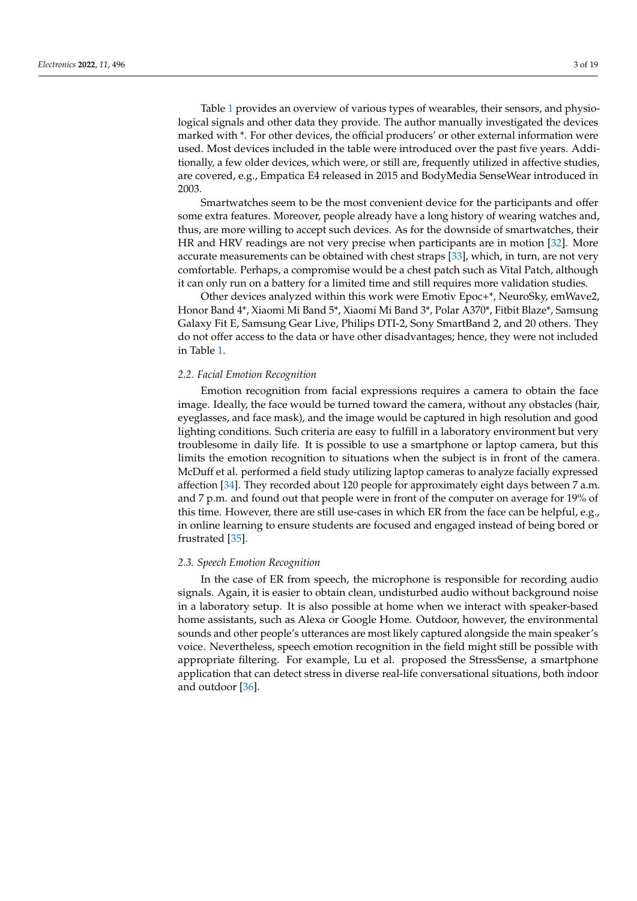Table 1 provides an overview of various types of wearables, their sensors, and physiological signals and other data they provide. The author manually investigated the devices marked with *. For other devices, the official producers' or other external information were used. Most devices included in the table were introduced over the past five years. Additionally, a few older devices, which were, or still are, frequently utilized in affective studies, are covered, e.g., Empatica E4 released in 2015 and BodyMedia SenseWear introduced in 2003.

Smartwatches seem to be the most convenient device for the participants and offer some extra features. Moreover, people already have a long history of wearing watches and, thus, are more willing to accept such devices. As for the downside of smartwatches, their HR and HRV readings are not very precise when participants are in motion [32]. More accurate measurements can be obtained with chest straps [33], which, in turn, are not very comfortable. Perhaps, a compromise would be a chest patch such as Vital Patch, although it can only run on a battery for a limited time and still requires more validation studies.

Other devices analyzed within this work were Emotiv Epoc+*, NeuroSky, emWave2, Honor Band 4*, Xiaomi Mi Band 5*, Xiaomi Mi Band 3*, Polar A370*, Fitbit Blaze*, Samsung Galaxy Fit E, Samsung Gear Live, Philips DTI-2, Sony SmartBand 2, and 20 others. They do not offer access to the data or have other disadvantages; hence, they were not included in Table 1.

### *2.2. Facial Emotion Recognition*

Emotion recognition from facial expressions requires a camera to obtain the face image. Ideally, the face would be turned toward the camera, without any obstacles (hair, eyeglasses, and face mask), and the image would be captured in high resolution and good lighting conditions. Such criteria are easy to fulfill in a laboratory environment but very troublesome in daily life. It is possible to use a smartphone or laptop camera, but this limits the emotion recognition to situations when the subject is in front of the camera. McDuff et al. performed a field study utilizing laptop cameras to analyze facially expressed affection [34]. They recorded about 120 people for approximately eight days between 7 a.m. and 7 p.m. and found out that people were in front of the computer on average for 19% of this time. However, there are still use-cases in which ER from the face can be helpful, e.g., in online learning to ensure students are focused and engaged instead of being bored or frustrated [35].

### *2.3. Speech Emotion Recognition*

In the case of ER from speech, the microphone is responsible for recording audio signals. Again, it is easier to obtain clean, undisturbed audio without background noise in a laboratory setup. It is also possible at home when we interact with speaker-based home assistants, such as Alexa or Google Home. Outdoor, however, the environmental sounds and other people's utterances are most likely captured alongside the main speaker's voice. Nevertheless, speech emotion recognition in the field might still be possible with appropriate filtering. For example, Lu et al. proposed the StressSense, a smartphone application that can detect stress in diverse real-life conversational situations, both indoor and outdoor [36].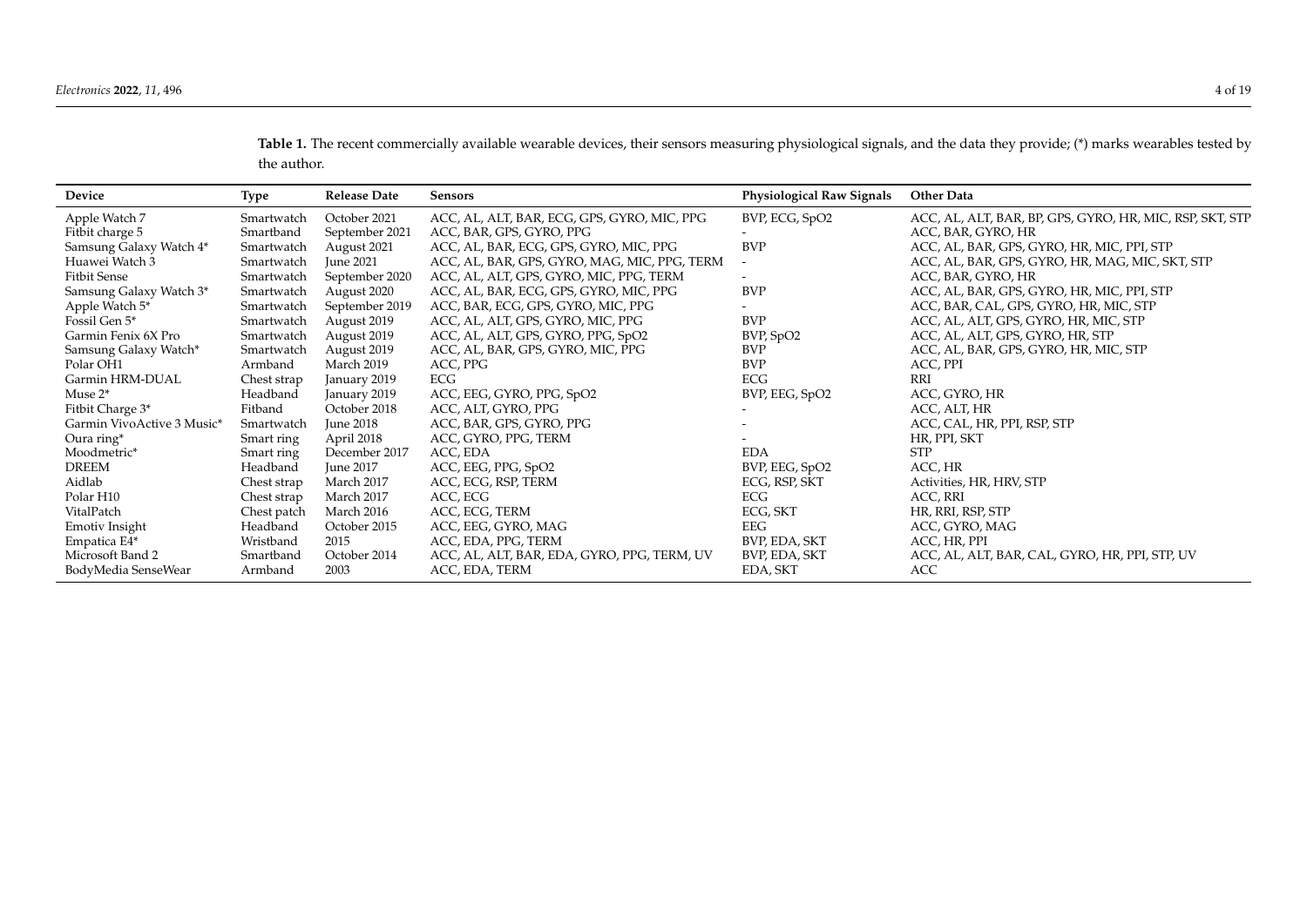**Table 1.** The recent commercially available wearable devices, their sensors measuring physiological signals, and the data they provide; (*) marks wearables tested by the author.

| Device | Type | Release Date | Sensors | Physiological Raw Signals | Other Data |
|---|---|---|---|---|---|
| Apple Watch 7 | Smartwatch | October 2021 | ACC, AL, ALT, BAR, ECG, GPS, GYRO, MIC, PPG | BVP, ECG, SpO2 | ACC, AL, ALT, BAR, BP, GPS, GYRO, HR, MIC, RSP, SKT, STP |
| Fitbit charge 5 | Smartband | September 2021 | ACC, BAR, GPS, GYRO, PPG | - | ACC, BAR, GYRO, HR |
| Samsung Galaxy Watch 4* | Smartwatch | August 2021 | ACC, AL, BAR, ECG, GPS, GYRO, MIC, PPG | BVP | ACC, AL, BAR, GPS, GYRO, HR, MIC, PPI, STP |
| Huawei Watch 3 | Smartwatch | June 2021 | ACC, AL, BAR, GPS, GYRO, MAG, MIC, PPG, TERM | - | ACC, AL, BAR, GPS, GYRO, HR, MAG, MIC, SKT, STP |
| Fitbit Sense | Smartwatch | September 2020 | ACC, AL, ALT, GPS, GYRO, MIC, PPG, TERM | - | ACC, BAR, GYRO, HR |
| Samsung Galaxy Watch 3* | Smartwatch | August 2020 | ACC, AL, BAR, ECG, GPS, GYRO, MIC, PPG | BVP | ACC, AL, BAR, GPS, GYRO, HR, MIC, PPI, STP |
| Apple Watch 5* | Smartwatch | September 2019 | ACC, BAR, ECG, GPS, GYRO, MIC, PPG | - | ACC, BAR, CAL, GPS, GYRO, HR, MIC, STP |
| Fossil Gen 5* | Smartwatch | August 2019 | ACC, AL, ALT, GPS, GYRO, MIC, PPG | BVP | ACC, AL, ALT, GPS, GYRO, HR, MIC, STP |
| Garmin Fenix 6X Pro | Smartwatch | August 2019 | ACC, AL, ALT, GPS, GYRO, PPG, SpO2 | BVP, SpO2 | ACC, AL, ALT, GPS, GYRO, HR, STP |
| Samsung Galaxy Watch* | Smartwatch | August 2019 | ACC, AL, BAR, GPS, GYRO, MIC, PPG | BVP | ACC, AL, BAR, GPS, GYRO, HR, MIC, STP |
| Polar OH1 | Armband | March 2019 | ACC, PPG | BVP | ACC, PPI |
| Garmin HRM-DUAL | Chest strap | January 2019 | ECG | ECG | RRI |
| Muse 2* | Headband | January 2019 | ACC, EEG, GYRO, PPG, SpO2 | BVP, EEG, SpO2 | ACC, GYRO, HR |
| Fitbit Charge 3* | Fitband | October 2018 | ACC, ALT, GYRO, PPG | - | ACC, ALT, HR |
| Garmin VivoActive 3 Music* | Smartwatch | June 2018 | ACC, BAR, GPS, GYRO, PPG | - | ACC, CAL, HR, PPI, RSP, STP |
| Oura ring* | Smart ring | April 2018 | ACC, GYRO, PPG, TERM | - | HR, PPI, SKT |
| Moodmetric* | Smart ring | December 2017 | ACC, EDA | EDA | STP |
| DREEM | Headband | June 2017 | ACC, EEG, PPG, SpO2 | BVP, EEG, SpO2 | ACC, HR |
| Aidlab | Chest strap | March 2017 | ACC, ECG, RSP, TERM | ECG, RSP, SKT | Activities, HR, HRV, STP |
| Polar H10 | Chest strap | March 2017 | ACC, ECG | ECG | ACC, RRI |
| VitalPatch | Chest patch | March 2016 | ACC, ECG, TERM | ECG, SKT | HR, RRI, RSP, STP |
| Emotiv Insight | Headband | October 2015 | ACC, EEG, GYRO, MAG | EEG | ACC, GYRO, MAG |
| Empatica E4* | Wristband | 2015 | ACC, EDA, PPG, TERM | BVP, EDA, SKT | ACC, HR, PPI |
| Microsoft Band 2 | Smartband | October 2014 | ACC, AL, ALT, BAR, EDA, GYRO, PPG, TERM, UV | BVP, EDA, SKT | ACC, AL, ALT, BAR, CAL, GYRO, HR, PPI, STP, UV |
| BodyMedia SenseWear | Armband | 2003 | ACC, EDA, TERM | EDA, SKT | ACC |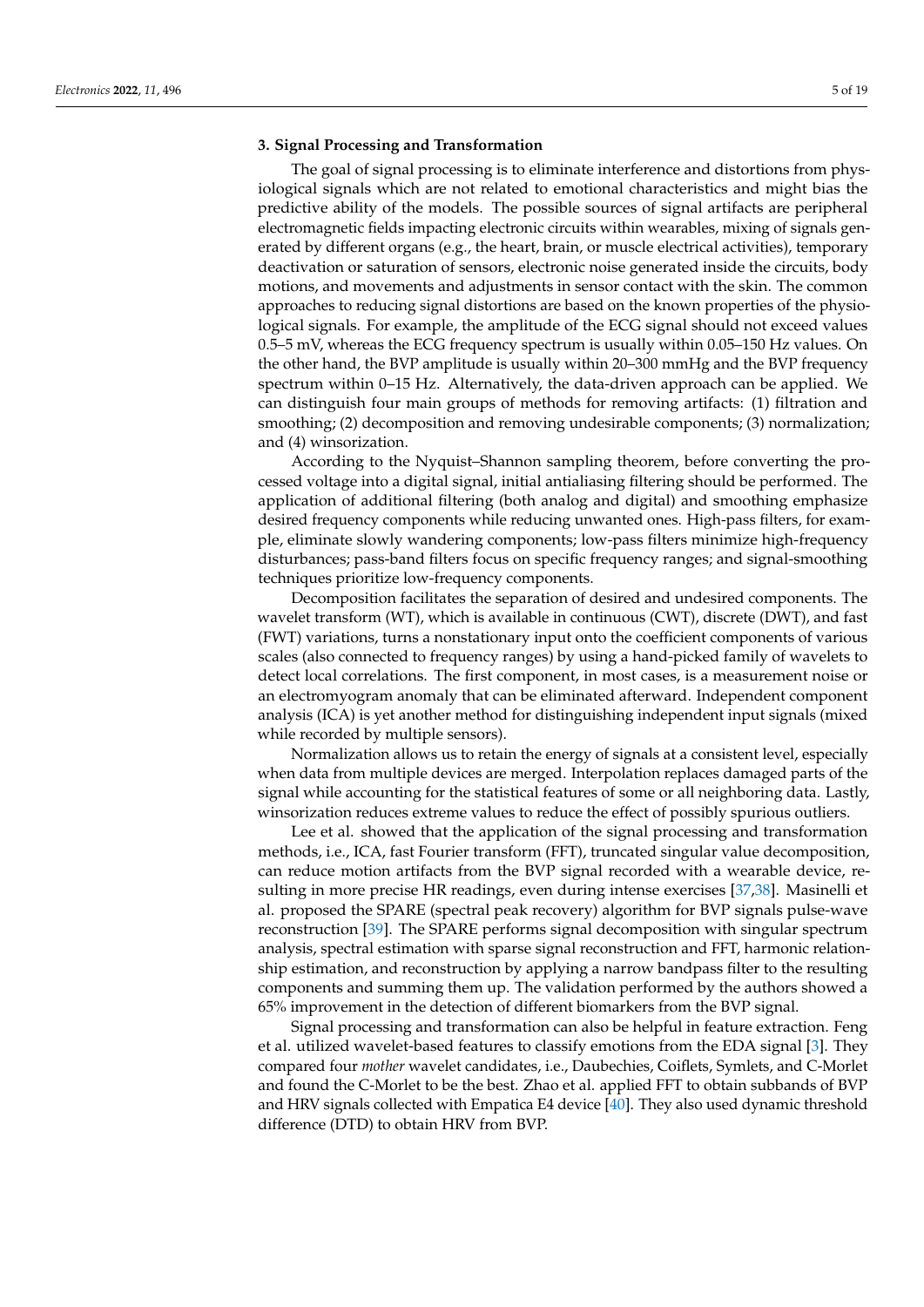## 3. Signal Processing and Transformation

The goal of signal processing is to eliminate interference and distortions from physiological signals which are not related to emotional characteristics and might bias the predictive ability of the models. The possible sources of signal artifacts are peripheral electromagnetic fields impacting electronic circuits within wearables, mixing of signals generated by different organs (e.g., the heart, brain, or muscle electrical activities), temporary deactivation or saturation of sensors, electronic noise generated inside the circuits, body motions, and movements and adjustments in sensor contact with the skin. The common approaches to reducing signal distortions are based on the known properties of the physiological signals. For example, the amplitude of the ECG signal should not exceed values 0.5–5 mV, whereas the ECG frequency spectrum is usually within 0.05–150 Hz values. On the other hand, the BVP amplitude is usually within 20–300 mmHg and the BVP frequency spectrum within 0–15 Hz. Alternatively, the data-driven approach can be applied. We can distinguish four main groups of methods for removing artifacts: (1) filtration and smoothing; (2) decomposition and removing undesirable components; (3) normalization; and (4) winsorization.

According to the Nyquist–Shannon sampling theorem, before converting the processed voltage into a digital signal, initial antialiasing filtering should be performed. The application of additional filtering (both analog and digital) and smoothing emphasize desired frequency components while reducing unwanted ones. High-pass filters, for example, eliminate slowly wandering components; low-pass filters minimize high-frequency disturbances; pass-band filters focus on specific frequency ranges; and signal-smoothing techniques prioritize low-frequency components.

Decomposition facilitates the separation of desired and undesired components. The wavelet transform (WT), which is available in continuous (CWT), discrete (DWT), and fast (FWT) variations, turns a nonstationary input onto the coefficient components of various scales (also connected to frequency ranges) by using a hand-picked family of wavelets to detect local correlations. The first component, in most cases, is a measurement noise or an electromyogram anomaly that can be eliminated afterward. Independent component analysis (ICA) is yet another method for distinguishing independent input signals (mixed while recorded by multiple sensors).

Normalization allows us to retain the energy of signals at a consistent level, especially when data from multiple devices are merged. Interpolation replaces damaged parts of the signal while accounting for the statistical features of some or all neighboring data. Lastly, winsorization reduces extreme values to reduce the effect of possibly spurious outliers.

Lee et al. showed that the application of the signal processing and transformation methods, i.e., ICA, fast Fourier transform (FFT), truncated singular value decomposition, can reduce motion artifacts from the BVP signal recorded with a wearable device, resulting in more precise HR readings, even during intense exercises [37,38]. Masinelli et al. proposed the SPARE (spectral peak recovery) algorithm for BVP signals pulse-wave reconstruction [39]. The SPARE performs signal decomposition with singular spectrum analysis, spectral estimation with sparse signal reconstruction and FFT, harmonic relationship estimation, and reconstruction by applying a narrow bandpass filter to the resulting components and summing them up. The validation performed by the authors showed a 65% improvement in the detection of different biomarkers from the BVP signal.

Signal processing and transformation can also be helpful in feature extraction. Feng et al. utilized wavelet-based features to classify emotions from the EDA signal [3]. They compared four *mother* wavelet candidates, i.e., Daubechies, Coiflets, Symlets, and C-Morlet and found the C-Morlet to be the best. Zhao et al. applied FFT to obtain subbands of BVP and HRV signals collected with Empatica E4 device [40]. They also used dynamic threshold difference (DTD) to obtain HRV from BVP.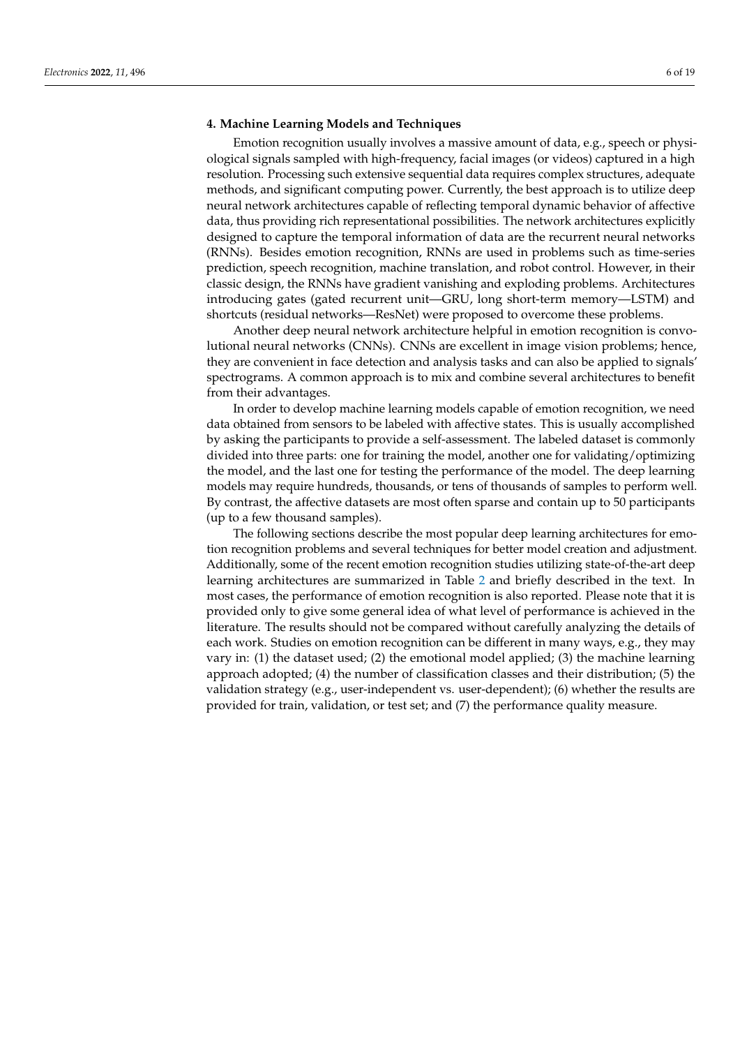## 4. Machine Learning Models and Techniques

Emotion recognition usually involves a massive amount of data, e.g., speech or physiological signals sampled with high-frequency, facial images (or videos) captured in a high resolution. Processing such extensive sequential data requires complex structures, adequate methods, and significant computing power. Currently, the best approach is to utilize deep neural network architectures capable of reflecting temporal dynamic behavior of affective data, thus providing rich representational possibilities. The network architectures explicitly designed to capture the temporal information of data are the recurrent neural networks (RNNs). Besides emotion recognition, RNNs are used in problems such as time-series prediction, speech recognition, machine translation, and robot control. However, in their classic design, the RNNs have gradient vanishing and exploding problems. Architectures introducing gates (gated recurrent unit—GRU, long short-term memory—LSTM) and shortcuts (residual networks—ResNet) were proposed to overcome these problems.

Another deep neural network architecture helpful in emotion recognition is convolutional neural networks (CNNs). CNNs are excellent in image vision problems; hence, they are convenient in face detection and analysis tasks and can also be applied to signals' spectrograms. A common approach is to mix and combine several architectures to benefit from their advantages.

In order to develop machine learning models capable of emotion recognition, we need data obtained from sensors to be labeled with affective states. This is usually accomplished by asking the participants to provide a self-assessment. The labeled dataset is commonly divided into three parts: one for training the model, another one for validating/optimizing the model, and the last one for testing the performance of the model. The deep learning models may require hundreds, thousands, or tens of thousands of samples to perform well. By contrast, the affective datasets are most often sparse and contain up to 50 participants (up to a few thousand samples).

The following sections describe the most popular deep learning architectures for emotion recognition problems and several techniques for better model creation and adjustment. Additionally, some of the recent emotion recognition studies utilizing state-of-the-art deep learning architectures are summarized in Table 2 and briefly described in the text. In most cases, the performance of emotion recognition is also reported. Please note that it is provided only to give some general idea of what level of performance is achieved in the literature. The results should not be compared without carefully analyzing the details of each work. Studies on emotion recognition can be different in many ways, e.g., they may vary in: (1) the dataset used; (2) the emotional model applied; (3) the machine learning approach adopted; (4) the number of classification classes and their distribution; (5) the validation strategy (e.g., user-independent vs. user-dependent); (6) whether the results are provided for train, validation, or test set; and (7) the performance quality measure.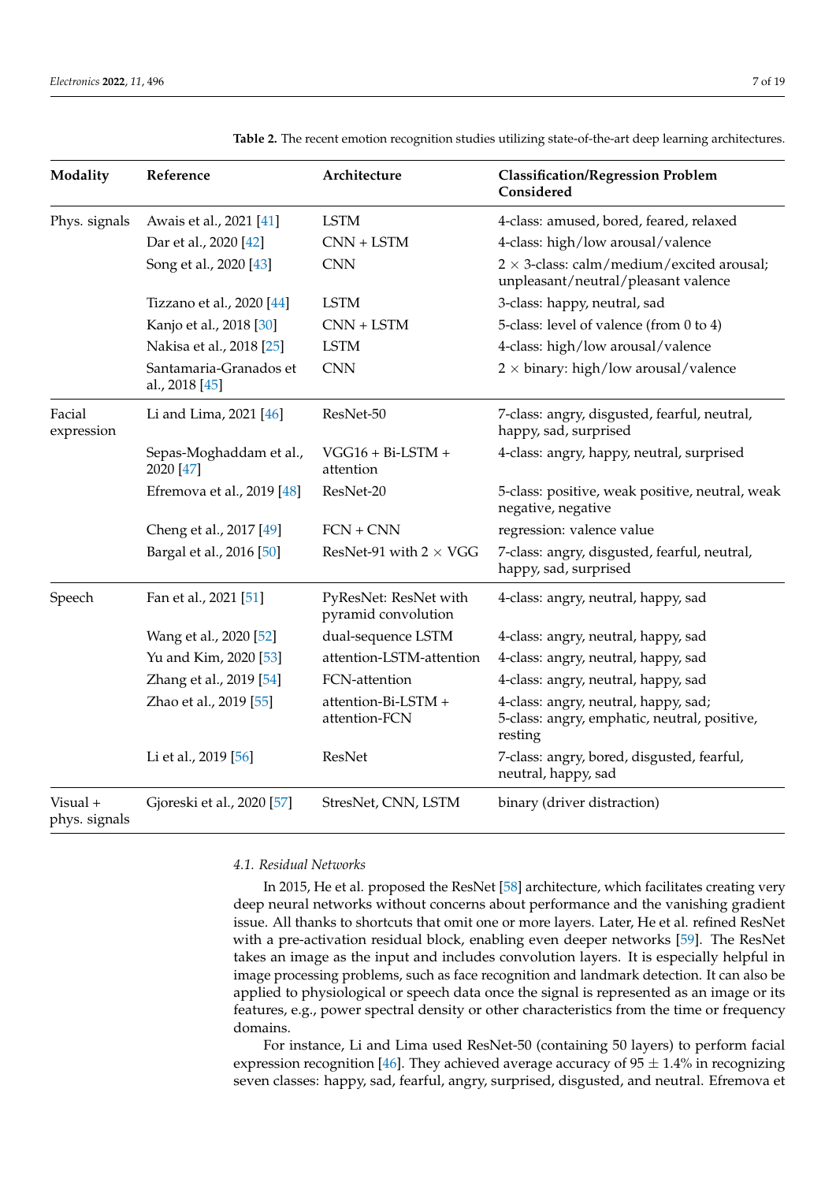**Table 2.** The recent emotion recognition studies utilizing state-of-the-art deep learning architectures.

| Modality | Reference | Architecture | Classification/Regression Problem Considered |
|---|---|---|---|
| Phys. signals | Awais et al., 2021 [41] | LSTM | 4-class: amused, bored, feared, relaxed |
| | Dar et al., 2020 [42] | CNN + LSTM | 4-class: high/low arousal/valence |
| | Song et al., 2020 [43] | CNN | 2 × 3-class: calm/medium/excited arousal; unpleasant/neutral/pleasant valence |
| | Tizzano et al., 2020 [44] | LSTM | 3-class: happy, neutral, sad |
| | Kanjo et al., 2018 [30] | CNN + LSTM | 5-class: level of valence (from 0 to 4) |
| | Nakisa et al., 2018 [25] | LSTM | 4-class: high/low arousal/valence |
| | Santamaria-Granados et al., 2018 [45] | CNN | 2 × binary: high/low arousal/valence |
| Facial expression | Li and Lima, 2021 [46] | ResNet-50 | 7-class: angry, disgusted, fearful, neutral, happy, sad, surprised |
| | Sepas-Moghaddam et al., 2020 [47] | VGG16 + Bi-LSTM + attention | 4-class: angry, happy, neutral, surprised |
| | Efremova et al., 2019 [48] | ResNet-20 | 5-class: positive, weak positive, neutral, weak negative, negative |
| | Cheng et al., 2017 [49] | FCN + CNN | regression: valence value |
| | Bargal et al., 2016 [50] | ResNet-91 with 2 × VGG | 7-class: angry, disgusted, fearful, neutral, happy, sad, surprised |
| Speech | Fan et al., 2021 [51] | PyResNet: ResNet with pyramid convolution | 4-class: angry, neutral, happy, sad |
| | Wang et al., 2020 [52] | dual-sequence LSTM | 4-class: angry, neutral, happy, sad |
| | Yu and Kim, 2020 [53] | attention-LSTM-attention | 4-class: angry, neutral, happy, sad |
| | Zhang et al., 2019 [54] | FCN-attention | 4-class: angry, neutral, happy, sad |
| | Zhao et al., 2019 [55] | attention-Bi-LSTM + attention-FCN | 4-class: angry, neutral, happy, sad; 5-class: angry, emphatic, neutral, positive, resting |
| | Li et al., 2019 [56] | ResNet | 7-class: angry, bored, disgusted, fearful, neutral, happy, sad |
| Visual + phys. signals | Gjoreski et al., 2020 [57] | StresNet, CNN, LSTM | binary (driver distraction) |

### 4.1. Residual Networks

In 2015, He et al. proposed the ResNet [58] architecture, which facilitates creating very deep neural networks without concerns about performance and the vanishing gradient issue. All thanks to shortcuts that omit one or more layers. Later, He et al. refined ResNet with a pre-activation residual block, enabling even deeper networks [59]. The ResNet takes an image as the input and includes convolution layers. It is especially helpful in image processing problems, such as face recognition and landmark detection. It can also be applied to physiological or speech data once the signal is represented as an image or its features, e.g., power spectral density or other characteristics from the time or frequency domains.

For instance, Li and Lima used ResNet-50 (containing 50 layers) to perform facial expression recognition [46]. They achieved average accuracy of 95 ± 1.4% in recognizing seven classes: happy, sad, fearful, angry, surprised, disgusted, and neutral. Efremova et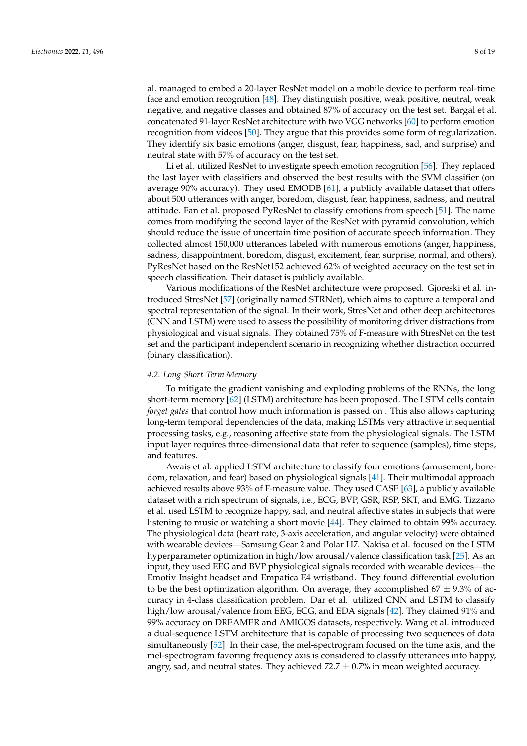al. managed to embed a 20-layer ResNet model on a mobile device to perform real-time face and emotion recognition [48]. They distinguish positive, weak positive, neutral, weak negative, and negative classes and obtained 87% of accuracy on the test set. Bargal et al. concatenated 91-layer ResNet architecture with two VGG networks [60] to perform emotion recognition from videos [50]. They argue that this provides some form of regularization. They identify six basic emotions (anger, disgust, fear, happiness, sad, and surprise) and neutral state with 57% of accuracy on the test set.

Li et al. utilized ResNet to investigate speech emotion recognition [56]. They replaced the last layer with classifiers and observed the best results with the SVM classifier (on average 90% accuracy). They used EMODB [61], a publicly available dataset that offers about 500 utterances with anger, boredom, disgust, fear, happiness, sadness, and neutral attitude. Fan et al. proposed PyResNet to classify emotions from speech [51]. The name comes from modifying the second layer of the ResNet with pyramid convolution, which should reduce the issue of uncertain time position of accurate speech information. They collected almost 150,000 utterances labeled with numerous emotions (anger, happiness, sadness, disappointment, boredom, disgust, excitement, fear, surprise, normal, and others). PyResNet based on the ResNet152 achieved 62% of weighted accuracy on the test set in speech classification. Their dataset is publicly available.

Various modifications of the ResNet architecture were proposed. Gjoreski et al. introduced StresNet [57] (originally named STRNet), which aims to capture a temporal and spectral representation of the signal. In their work, StresNet and other deep architectures (CNN and LSTM) were used to assess the possibility of monitoring driver distractions from physiological and visual signals. They obtained 75% of F-measure with StresNet on the test set and the participant independent scenario in recognizing whether distraction occurred (binary classification).

### 4.2. Long Short-Term Memory

To mitigate the gradient vanishing and exploding problems of the RNNs, the long short-term memory [62] (LSTM) architecture has been proposed. The LSTM cells contain *forget gates* that control how much information is passed on . This also allows capturing long-term temporal dependencies of the data, making LSTMs very attractive in sequential processing tasks, e.g., reasoning affective state from the physiological signals. The LSTM input layer requires three-dimensional data that refer to sequence (samples), time steps, and features.

Awais et al. applied LSTM architecture to classify four emotions (amusement, boredom, relaxation, and fear) based on physiological signals [41]. Their multimodal approach achieved results above 93% of F-measure value. They used CASE [63], a publicly available dataset with a rich spectrum of signals, i.e., ECG, BVP, GSR, RSP, SKT, and EMG. Tizzano et al. used LSTM to recognize happy, sad, and neutral affective states in subjects that were listening to music or watching a short movie [44]. They claimed to obtain 99% accuracy. The physiological data (heart rate, 3-axis acceleration, and angular velocity) were obtained with wearable devices—Samsung Gear 2 and Polar H7. Nakisa et al. focused on the LSTM hyperparameter optimization in high/low arousal/valence classification task [25]. As an input, they used EEG and BVP physiological signals recorded with wearable devices—the Emotiv Insight headset and Empatica E4 wristband. They found differential evolution to be the best optimization algorithm. On average, they accomplished $67 \pm 9.3\%$ of accuracy in 4-class classification problem. Dar et al. utilized CNN and LSTM to classify high/low arousal/valence from EEG, ECG, and EDA signals [42]. They claimed 91% and 99% accuracy on DREAMER and AMIGOS datasets, respectively. Wang et al. introduced a dual-sequence LSTM architecture that is capable of processing two sequences of data simultaneously [52]. In their case, the mel-spectrogram focused on the time axis, and the mel-spectrogram favoring frequency axis is considered to classify utterances into happy, angry, sad, and neutral states. They achieved $72.7 \pm 0.7\%$ in mean weighted accuracy.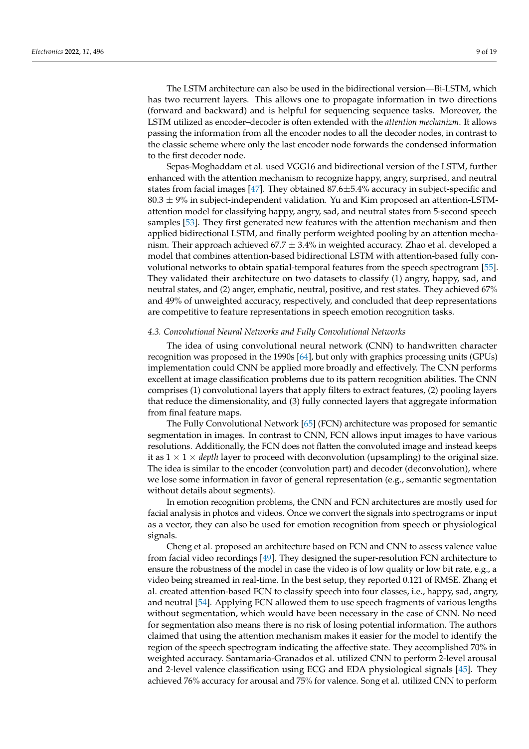The LSTM architecture can also be used in the bidirectional version—Bi-LSTM, which has two recurrent layers. This allows one to propagate information in two directions (forward and backward) and is helpful for sequencing sequence tasks. Moreover, the LSTM utilized as encoder–decoder is often extended with the *attention mechanizm*. It allows passing the information from all the encoder nodes to all the decoder nodes, in contrast to the classic scheme where only the last encoder node forwards the condensed information to the first decoder node.

Sepas-Moghaddam et al. used VGG16 and bidirectional version of the LSTM, further enhanced with the attention mechanism to recognize happy, angry, surprised, and neutral states from facial images [47]. They obtained 87.6$\pm$5.4% accuracy in subject-specific and 80.3 $\pm$ 9% in subject-independent validation. Yu and Kim proposed an attention-LSTM-attention model for classifying happy, angry, sad, and neutral states from 5-second speech samples [53]. They first generated new features with the attention mechanism and then applied bidirectional LSTM, and finally perform weighted pooling by an attention mechanism. Their approach achieved 67.7 $\pm$ 3.4% in weighted accuracy. Zhao et al. developed a model that combines attention-based bidirectional LSTM with attention-based fully convolutional networks to obtain spatial-temporal features from the speech spectrogram [55]. They validated their architecture on two datasets to classify (1) angry, happy, sad, and neutral states, and (2) anger, emphatic, neutral, positive, and rest states. They achieved 67% and 49% of unweighted accuracy, respectively, and concluded that deep representations are competitive to feature representations in speech emotion recognition tasks.

### 4.3. Convolutional Neural Networks and Fully Convolutional Networks

The idea of using convolutional neural network (CNN) to handwritten character recognition was proposed in the 1990s [64], but only with graphics processing units (GPUs) implementation could CNN be applied more broadly and effectively. The CNN performs excellent at image classification problems due to its pattern recognition abilities. The CNN comprises (1) convolutional layers that apply filters to extract features, (2) pooling layers that reduce the dimensionality, and (3) fully connected layers that aggregate information from final feature maps.

The Fully Convolutional Network [65] (FCN) architecture was proposed for semantic segmentation in images. In contrast to CNN, FCN allows input images to have various resolutions. Additionally, the FCN does not flatten the convoluted image and instead keeps it as $1 \times 1 \times$ *depth* layer to proceed with deconvolution (upsampling) to the original size. The idea is similar to the encoder (convolution part) and decoder (deconvolution), where we lose some information in favor of general representation (e.g., semantic segmentation without details about segments).

In emotion recognition problems, the CNN and FCN architectures are mostly used for facial analysis in photos and videos. Once we convert the signals into spectrograms or input as a vector, they can also be used for emotion recognition from speech or physiological signals.

Cheng et al. proposed an architecture based on FCN and CNN to assess valence value from facial video recordings [49]. They designed the super-resolution FCN architecture to ensure the robustness of the model in case the video is of low quality or low bit rate, e.g., a video being streamed in real-time. In the best setup, they reported 0.121 of RMSE. Zhang et al. created attention-based FCN to classify speech into four classes, i.e., happy, sad, angry, and neutral [54]. Applying FCN allowed them to use speech fragments of various lengths without segmentation, which would have been necessary in the case of CNN. No need for segmentation also means there is no risk of losing potential information. The authors claimed that using the attention mechanism makes it easier for the model to identify the region of the speech spectrogram indicating the affective state. They accomplished 70% in weighted accuracy. Santamaria-Granados et al. utilized CNN to perform 2-level arousal and 2-level valence classification using ECG and EDA physiological signals [45]. They achieved 76% accuracy for arousal and 75% for valence. Song et al. utilized CNN to perform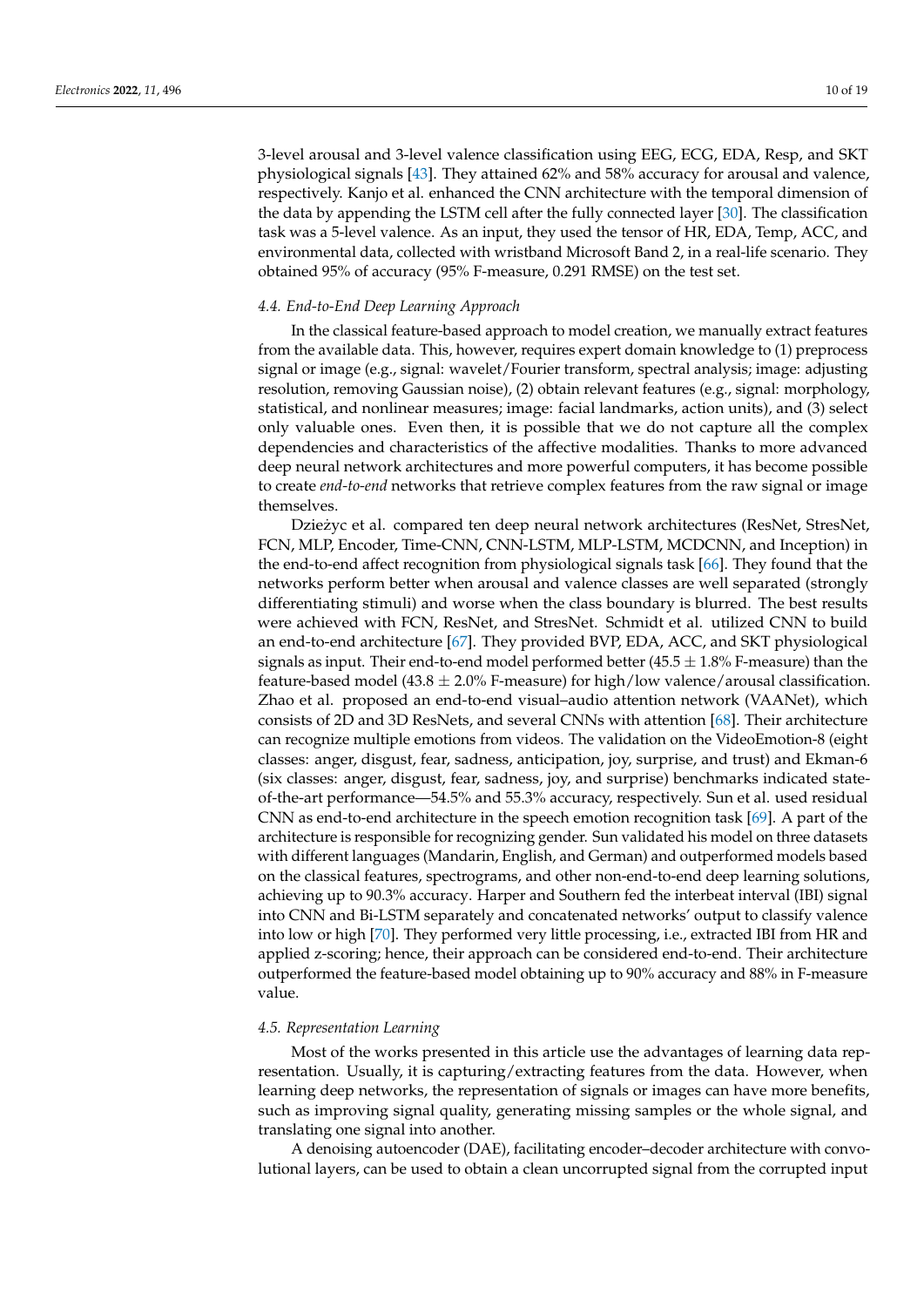3-level arousal and 3-level valence classification using EEG, ECG, EDA, Resp, and SKT physiological signals [43]. They attained 62% and 58% accuracy for arousal and valence, respectively. Kanjo et al. enhanced the CNN architecture with the temporal dimension of the data by appending the LSTM cell after the fully connected layer [30]. The classification task was a 5-level valence. As an input, they used the tensor of HR, EDA, Temp, ACC, and environmental data, collected with wristband Microsoft Band 2, in a real-life scenario. They obtained 95% of accuracy (95% F-measure, 0.291 RMSE) on the test set.

### 4.4. End-to-End Deep Learning Approach

In the classical feature-based approach to model creation, we manually extract features from the available data. This, however, requires expert domain knowledge to (1) preprocess signal or image (e.g., signal: wavelet/Fourier transform, spectral analysis; image: adjusting resolution, removing Gaussian noise), (2) obtain relevant features (e.g., signal: morphology, statistical, and nonlinear measures; image: facial landmarks, action units), and (3) select only valuable ones. Even then, it is possible that we do not capture all the complex dependencies and characteristics of the affective modalities. Thanks to more advanced deep neural network architectures and more powerful computers, it has become possible to create *end-to-end* networks that retrieve complex features from the raw signal or image themselves.

Dzieżyc et al. compared ten deep neural network architectures (ResNet, StresNet, FCN, MLP, Encoder, Time-CNN, CNN-LSTM, MLP-LSTM, MCDCNN, and Inception) in the end-to-end affect recognition from physiological signals task [66]. They found that the networks perform better when arousal and valence classes are well separated (strongly differentiating stimuli) and worse when the class boundary is blurred. The best results were achieved with FCN, ResNet, and StresNet. Schmidt et al. utilized CNN to build an end-to-end architecture [67]. They provided BVP, EDA, ACC, and SKT physiological signals as input. Their end-to-end model performed better ($45.5 \pm 1.8$% F-measure) than the feature-based model ($43.8 \pm 2.0$% F-measure) for high/low valence/arousal classification. Zhao et al. proposed an end-to-end visual–audio attention network (VAANet), which consists of 2D and 3D ResNets, and several CNNs with attention [68]. Their architecture can recognize multiple emotions from videos. The validation on the VideoEmotion-8 (eight classes: anger, disgust, fear, sadness, anticipation, joy, surprise, and trust) and Ekman-6 (six classes: anger, disgust, fear, sadness, joy, and surprise) benchmarks indicated state-of-the-art performance—54.5% and 55.3% accuracy, respectively. Sun et al. used residual CNN as end-to-end architecture in the speech emotion recognition task [69]. A part of the architecture is responsible for recognizing gender. Sun validated his model on three datasets with different languages (Mandarin, English, and German) and outperformed models based on the classical features, spectrograms, and other non-end-to-end deep learning solutions, achieving up to 90.3% accuracy. Harper and Southern fed the interbeat interval (IBI) signal into CNN and Bi-LSTM separately and concatenated networks' output to classify valence into low or high [70]. They performed very little processing, i.e., extracted IBI from HR and applied z-scoring; hence, their approach can be considered end-to-end. Their architecture outperformed the feature-based model obtaining up to 90% accuracy and 88% in F-measure value.

### 4.5. Representation Learning

Most of the works presented in this article use the advantages of learning data representation. Usually, it is capturing/extracting features from the data. However, when learning deep networks, the representation of signals or images can have more benefits, such as improving signal quality, generating missing samples or the whole signal, and translating one signal into another.

A denoising autoencoder (DAE), facilitating encoder–decoder architecture with convolutional layers, can be used to obtain a clean uncorrupted signal from the corrupted input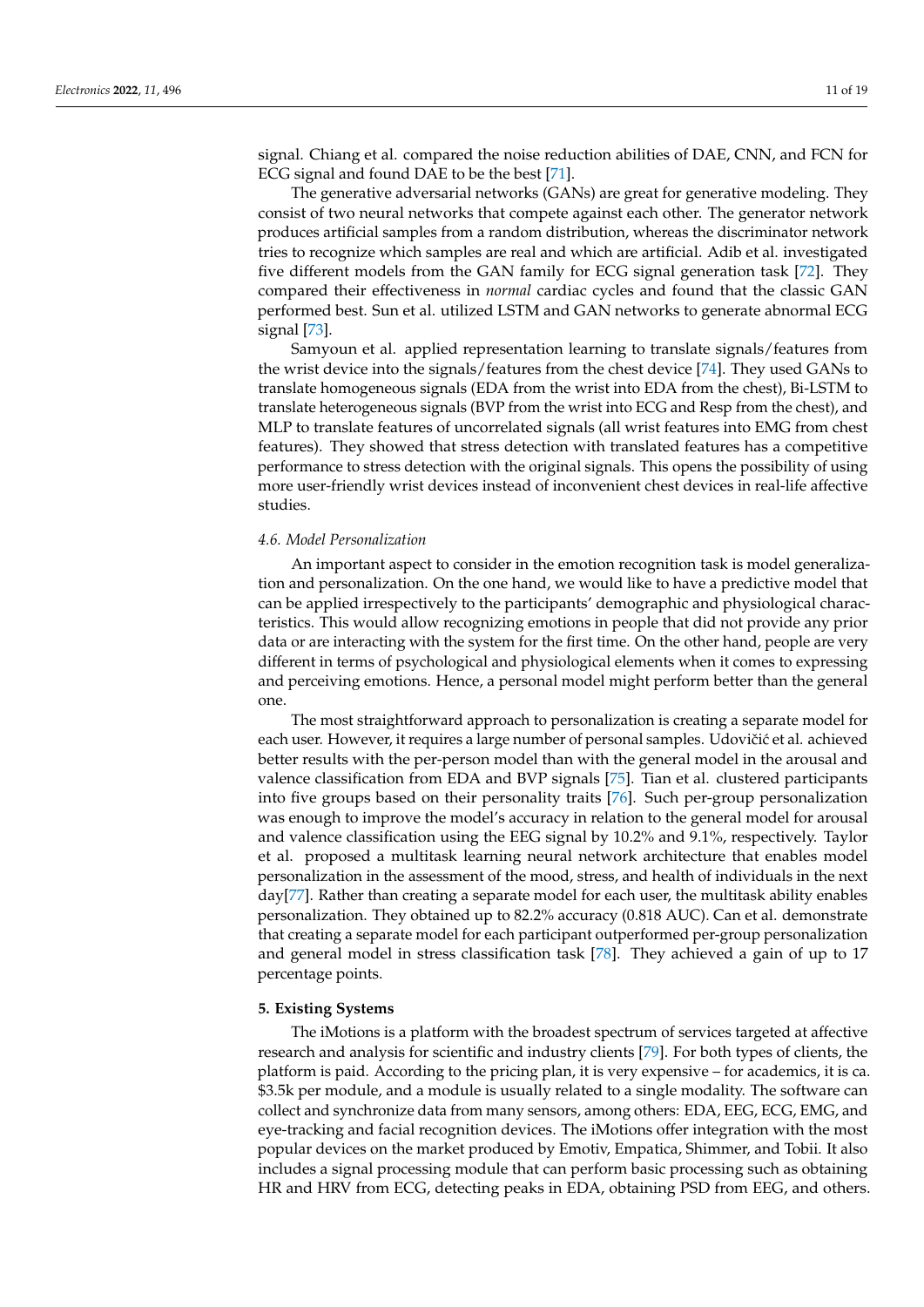signal. Chiang et al. compared the noise reduction abilities of DAE, CNN, and FCN for ECG signal and found DAE to be the best [71].

The generative adversarial networks (GANs) are great for generative modeling. They consist of two neural networks that compete against each other. The generator network produces artificial samples from a random distribution, whereas the discriminator network tries to recognize which samples are real and which are artificial. Adib et al. investigated five different models from the GAN family for ECG signal generation task [72]. They compared their effectiveness in *normal* cardiac cycles and found that the classic GAN performed best. Sun et al. utilized LSTM and GAN networks to generate abnormal ECG signal [73].

Samyoun et al. applied representation learning to translate signals/features from the wrist device into the signals/features from the chest device [74]. They used GANs to translate homogeneous signals (EDA from the wrist into EDA from the chest), Bi-LSTM to translate heterogeneous signals (BVP from the wrist into ECG and Resp from the chest), and MLP to translate features of uncorrelated signals (all wrist features into EMG from chest features). They showed that stress detection with translated features has a competitive performance to stress detection with the original signals. This opens the possibility of using more user-friendly wrist devices instead of inconvenient chest devices in real-life affective studies.

### 4.6. Model Personalization

An important aspect to consider in the emotion recognition task is model generalization and personalization. On the one hand, we would like to have a predictive model that can be applied irrespectively to the participants' demographic and physiological characteristics. This would allow recognizing emotions in people that did not provide any prior data or are interacting with the system for the first time. On the other hand, people are very different in terms of psychological and physiological elements when it comes to expressing and perceiving emotions. Hence, a personal model might perform better than the general one.

The most straightforward approach to personalization is creating a separate model for each user. However, it requires a large number of personal samples. Udovičić et al. achieved better results with the per-person model than with the general model in the arousal and valence classification from EDA and BVP signals [75]. Tian et al. clustered participants into five groups based on their personality traits [76]. Such per-group personalization was enough to improve the model's accuracy in relation to the general model for arousal and valence classification using the EEG signal by 10.2% and 9.1%, respectively. Taylor et al. proposed a multitask learning neural network architecture that enables model personalization in the assessment of the mood, stress, and health of individuals in the next day[77]. Rather than creating a separate model for each user, the multitask ability enables personalization. They obtained up to 82.2% accuracy (0.818 AUC). Can et al. demonstrate that creating a separate model for each participant outperformed per-group personalization and general model in stress classification task [78]. They achieved a gain of up to 17 percentage points.

## 5. Existing Systems

The iMotions is a platform with the broadest spectrum of services targeted at affective research and analysis for scientific and industry clients [79]. For both types of clients, the platform is paid. According to the pricing plan, it is very expensive – for academics, it is ca. $3.5k per module, and a module is usually related to a single modality. The software can collect and synchronize data from many sensors, among others: EDA, EEG, ECG, EMG, and eye-tracking and facial recognition devices. The iMotions offer integration with the most popular devices on the market produced by Emotiv, Empatica, Shimmer, and Tobii. It also includes a signal processing module that can perform basic processing such as obtaining HR and HRV from ECG, detecting peaks in EDA, obtaining PSD from EEG, and others.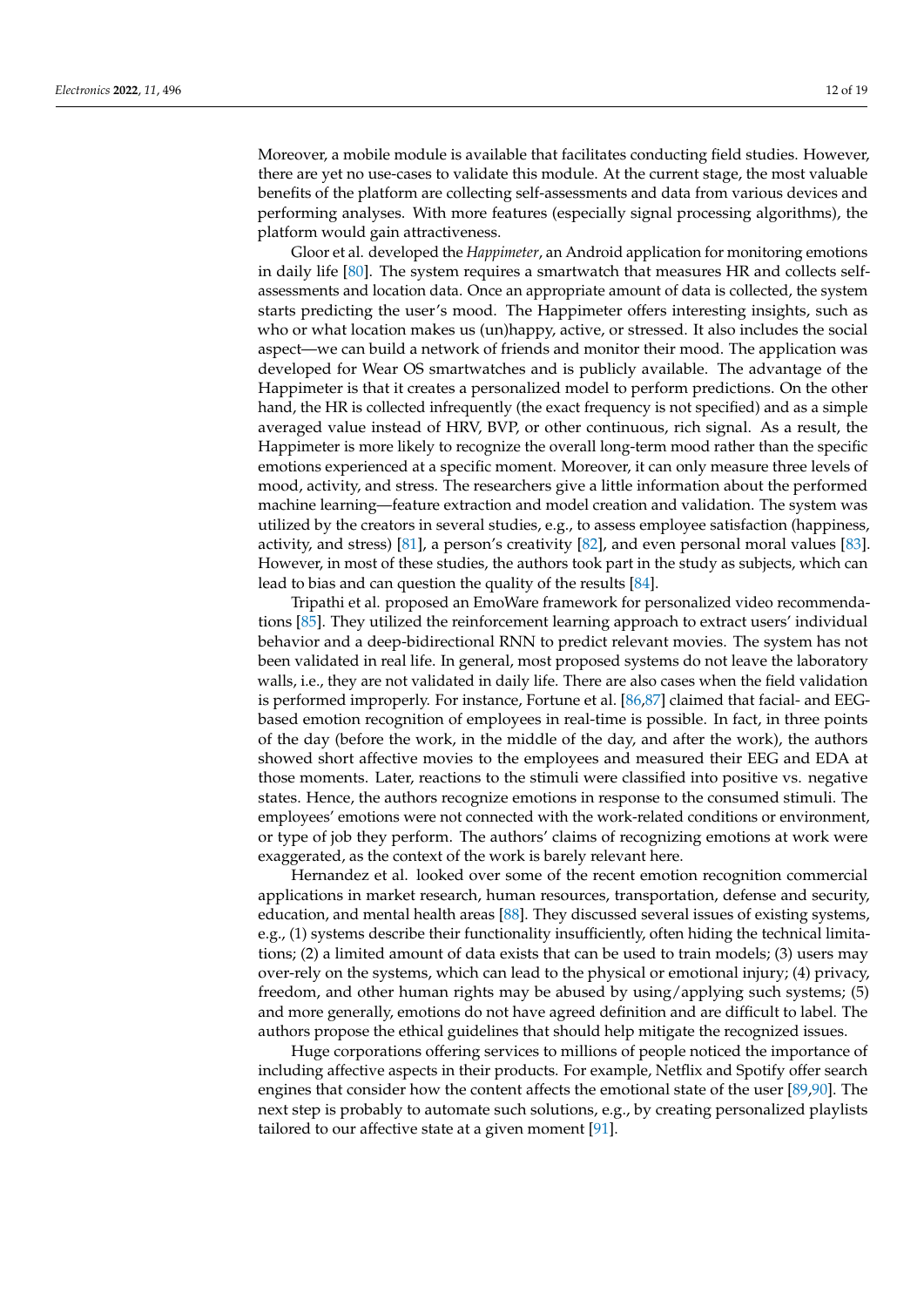Moreover, a mobile module is available that facilitates conducting field studies. However, there are yet no use-cases to validate this module. At the current stage, the most valuable benefits of the platform are collecting self-assessments and data from various devices and performing analyses. With more features (especially signal processing algorithms), the platform would gain attractiveness.

Gloor et al. developed the *Happimeter*, an Android application for monitoring emotions in daily life [80]. The system requires a smartwatch that measures HR and collects self-assessments and location data. Once an appropriate amount of data is collected, the system starts predicting the user's mood. The Happimeter offers interesting insights, such as who or what location makes us (un)happy, active, or stressed. It also includes the social aspect—we can build a network of friends and monitor their mood. The application was developed for Wear OS smartwatches and is publicly available. The advantage of the Happimeter is that it creates a personalized model to perform predictions. On the other hand, the HR is collected infrequently (the exact frequency is not specified) and as a simple averaged value instead of HRV, BVP, or other continuous, rich signal. As a result, the Happimeter is more likely to recognize the overall long-term mood rather than the specific emotions experienced at a specific moment. Moreover, it can only measure three levels of mood, activity, and stress. The researchers give a little information about the performed machine learning—feature extraction and model creation and validation. The system was utilized by the creators in several studies, e.g., to assess employee satisfaction (happiness, activity, and stress) [81], a person's creativity [82], and even personal moral values [83]. However, in most of these studies, the authors took part in the study as subjects, which can lead to bias and can question the quality of the results [84].

Tripathi et al. proposed an EmoWare framework for personalized video recommendations [85]. They utilized the reinforcement learning approach to extract users' individual behavior and a deep-bidirectional RNN to predict relevant movies. The system has not been validated in real life. In general, most proposed systems do not leave the laboratory walls, i.e., they are not validated in daily life. There are also cases when the field validation is performed improperly. For instance, Fortune et al. [86,87] claimed that facial- and EEG-based emotion recognition of employees in real-time is possible. In fact, in three points of the day (before the work, in the middle of the day, and after the work), the authors showed short affective movies to the employees and measured their EEG and EDA at those moments. Later, reactions to the stimuli were classified into positive vs. negative states. Hence, the authors recognize emotions in response to the consumed stimuli. The employees' emotions were not connected with the work-related conditions or environment, or type of job they perform. The authors' claims of recognizing emotions at work were exaggerated, as the context of the work is barely relevant here.

Hernandez et al. looked over some of the recent emotion recognition commercial applications in market research, human resources, transportation, defense and security, education, and mental health areas [88]. They discussed several issues of existing systems, e.g., (1) systems describe their functionality insufficiently, often hiding the technical limitations; (2) a limited amount of data exists that can be used to train models; (3) users may over-rely on the systems, which can lead to the physical or emotional injury; (4) privacy, freedom, and other human rights may be abused by using/applying such systems; (5) and more generally, emotions do not have agreed definition and are difficult to label. The authors propose the ethical guidelines that should help mitigate the recognized issues.

Huge corporations offering services to millions of people noticed the importance of including affective aspects in their products. For example, Netflix and Spotify offer search engines that consider how the content affects the emotional state of the user [89,90]. The next step is probably to automate such solutions, e.g., by creating personalized playlists tailored to our affective state at a given moment [91].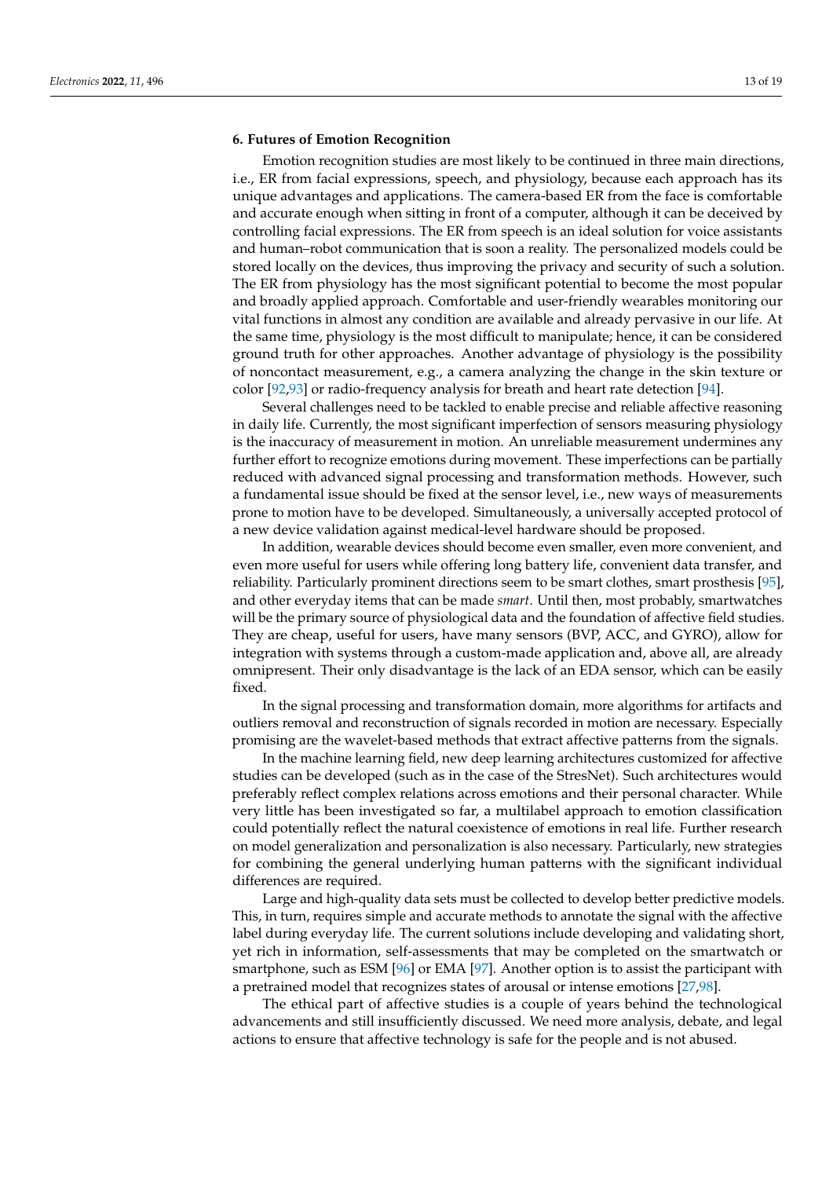## 6. Futures of Emotion Recognition

Emotion recognition studies are most likely to be continued in three main directions, i.e., ER from facial expressions, speech, and physiology, because each approach has its unique advantages and applications. The camera-based ER from the face is comfortable and accurate enough when sitting in front of a computer, although it can be deceived by controlling facial expressions. The ER from speech is an ideal solution for voice assistants and human–robot communication that is soon a reality. The personalized models could be stored locally on the devices, thus improving the privacy and security of such a solution. The ER from physiology has the most significant potential to become the most popular and broadly applied approach. Comfortable and user-friendly wearables monitoring our vital functions in almost any condition are available and already pervasive in our life. At the same time, physiology is the most difficult to manipulate; hence, it can be considered ground truth for other approaches. Another advantage of physiology is the possibility of noncontact measurement, e.g., a camera analyzing the change in the skin texture or color [92,93] or radio-frequency analysis for breath and heart rate detection [94].

Several challenges need to be tackled to enable precise and reliable affective reasoning in daily life. Currently, the most significant imperfection of sensors measuring physiology is the inaccuracy of measurement in motion. An unreliable measurement undermines any further effort to recognize emotions during movement. These imperfections can be partially reduced with advanced signal processing and transformation methods. However, such a fundamental issue should be fixed at the sensor level, i.e., new ways of measurements prone to motion have to be developed. Simultaneously, a universally accepted protocol of a new device validation against medical-level hardware should be proposed.

In addition, wearable devices should become even smaller, even more convenient, and even more useful for users while offering long battery life, convenient data transfer, and reliability. Particularly prominent directions seem to be smart clothes, smart prosthesis [95], and other everyday items that can be made *smart*. Until then, most probably, smartwatches will be the primary source of physiological data and the foundation of affective field studies. They are cheap, useful for users, have many sensors (BVP, ACC, and GYRO), allow for integration with systems through a custom-made application and, above all, are already omnipresent. Their only disadvantage is the lack of an EDA sensor, which can be easily fixed.

In the signal processing and transformation domain, more algorithms for artifacts and outliers removal and reconstruction of signals recorded in motion are necessary. Especially promising are the wavelet-based methods that extract affective patterns from the signals.

In the machine learning field, new deep learning architectures customized for affective studies can be developed (such as in the case of the StresNet). Such architectures would preferably reflect complex relations across emotions and their personal character. While very little has been investigated so far, a multilabel approach to emotion classification could potentially reflect the natural coexistence of emotions in real life. Further research on model generalization and personalization is also necessary. Particularly, new strategies for combining the general underlying human patterns with the significant individual differences are required.

Large and high-quality data sets must be collected to develop better predictive models. This, in turn, requires simple and accurate methods to annotate the signal with the affective label during everyday life. The current solutions include developing and validating short, yet rich in information, self-assessments that may be completed on the smartwatch or smartphone, such as ESM [96] or EMA [97]. Another option is to assist the participant with a pretrained model that recognizes states of arousal or intense emotions [27,98].

The ethical part of affective studies is a couple of years behind the technological advancements and still insufficiently discussed. We need more analysis, debate, and legal actions to ensure that affective technology is safe for the people and is not abused.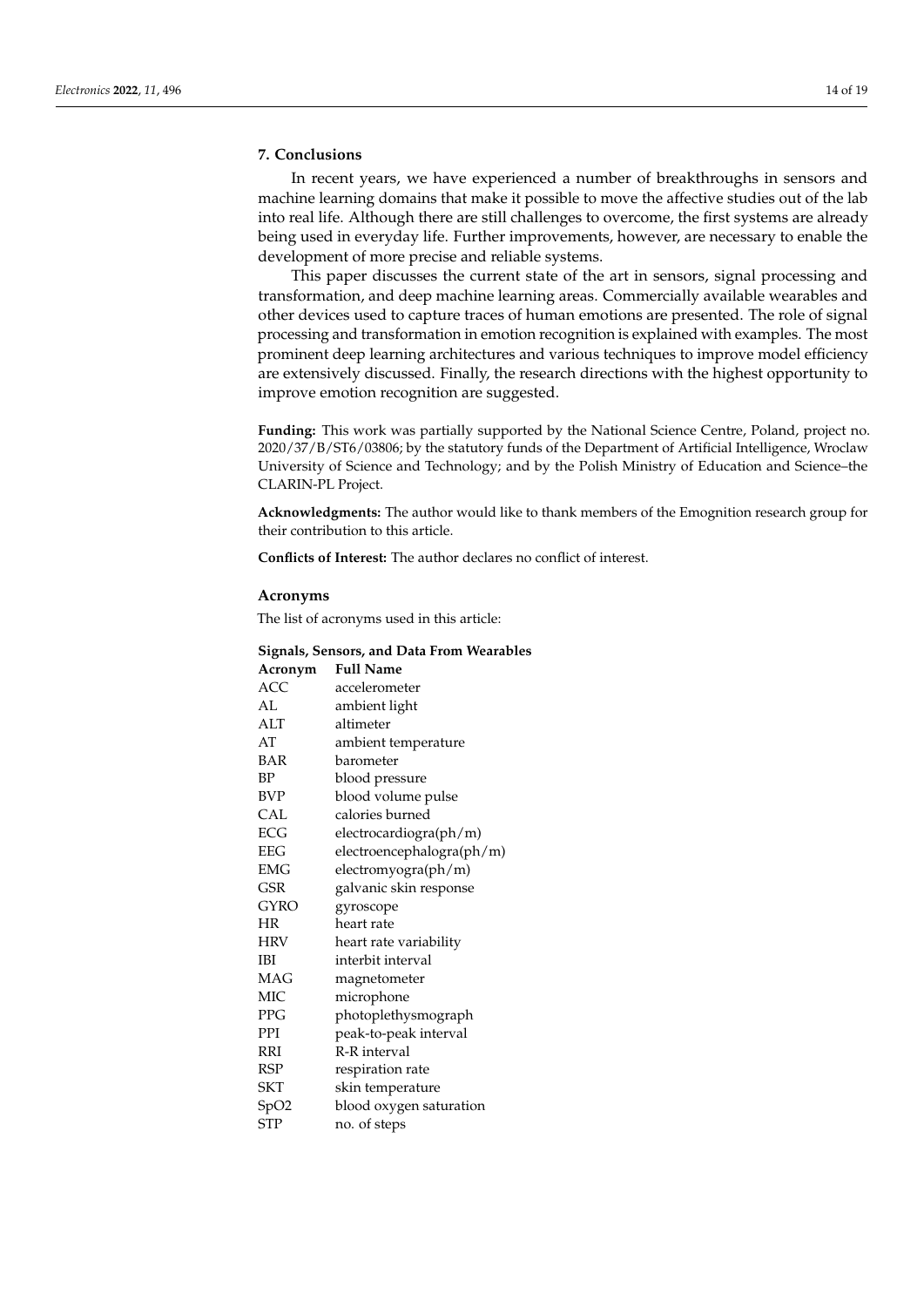## 7. Conclusions

In recent years, we have experienced a number of breakthroughs in sensors and machine learning domains that make it possible to move the affective studies out of the lab into real life. Although there are still challenges to overcome, the first systems are already being used in everyday life. Further improvements, however, are necessary to enable the development of more precise and reliable systems.

This paper discusses the current state of the art in sensors, signal processing and transformation, and deep machine learning areas. Commercially available wearables and other devices used to capture traces of human emotions are presented. The role of signal processing and transformation in emotion recognition is explained with examples. The most prominent deep learning architectures and various techniques to improve model efficiency are extensively discussed. Finally, the research directions with the highest opportunity to improve emotion recognition are suggested.

**Funding:** This work was partially supported by the National Science Centre, Poland, project no. 2020/37/B/ST6/03806; by the statutory funds of the Department of Artificial Intelligence, Wroclaw University of Science and Technology; and by the Polish Ministry of Education and Science–the CLARIN-PL Project.

**Acknowledgments:** The author would like to thank members of the Emognition research group for their contribution to this article.

**Conflicts of Interest:** The author declares no conflict of interest.

## Acronyms

The list of acronyms used in this article:

**Signals, Sensors, and Data From Wearables**

| Acronym | Full Name |
|---|---|
| ACC | accelerometer |
| AL | ambient light |
| ALT | altimeter |
| AT | ambient temperature |
| BAR | barometer |
| BP | blood pressure |
| BVP | blood volume pulse |
| CAL | calories burned |
| ECG | electrocardiogra(ph/m) |
| EEG | electroencephalogra(ph/m) |
| EMG | electromyogra(ph/m) |
| GSR | galvanic skin response |
| GYRO | gyroscope |
| HR | heart rate |
| HRV | heart rate variability |
| IBI | interbit interval |
| MAG | magnetometer |
| MIC | microphone |
| PPG | photoplethysmograph |
| PPI | peak-to-peak interval |
| RRI | R-R interval |
| RSP | respiration rate |
| SKT | skin temperature |
| SpO2 | blood oxygen saturation |
| STP | no. of steps |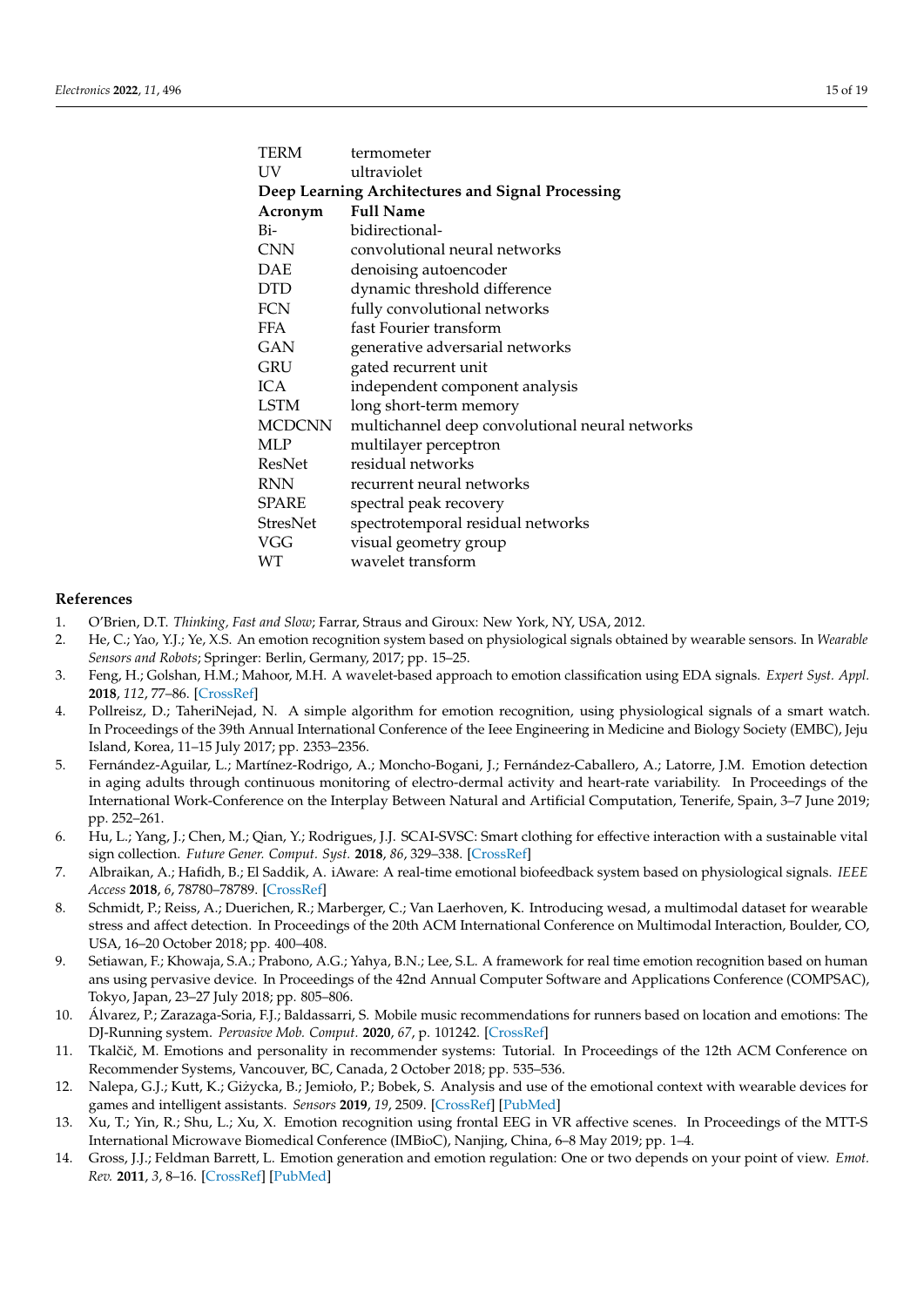| | |
|---|---|
| TERM | termometer |
| UV | ultraviolet |
| **Deep Learning Architectures and Signal Processing** | |
| **Acronym** | **Full Name** |
| Bi- | bidirectional- |
| CNN | convolutional neural networks |
| DAE | denoising autoencoder |
| DTD | dynamic threshold difference |
| FCN | fully convolutional networks |
| FFA | fast Fourier transform |
| GAN | generative adversarial networks |
| GRU | gated recurrent unit |
| ICA | independent component analysis |
| LSTM | long short-term memory |
| MCDCNN | multichannel deep convolutional neural networks |
| MLP | multilayer perceptron |
| ResNet | residual networks |
| RNN | recurrent neural networks |
| SPARE | spectral peak recovery |
| StresNet | spectrotemporal residual networks |
| VGG | visual geometry group |
| WT | wavelet transform |

## References

1. O'Brien, D.T. *Thinking, Fast and Slow*; Farrar, Straus and Giroux: New York, NY, USA, 2012.
2. He, C.; Yao, Y.J.; Ye, X.S. An emotion recognition system based on physiological signals obtained by wearable sensors. In *Wearable Sensors and Robots*; Springer: Berlin, Germany, 2017; pp. 15–25.
3. Feng, H.; Golshan, H.M.; Mahoor, M.H. A wavelet-based approach to emotion classification using EDA signals. *Expert Syst. Appl.* **2018**, *112*, 77–86. [CrossRef]
4. Pollreisz, D.; TaheriNejad, N. A simple algorithm for emotion recognition, using physiological signals of a smart watch. In Proceedings of the 39th Annual International Conference of the Ieee Engineering in Medicine and Biology Society (EMBC), Jeju Island, Korea, 11–15 July 2017; pp. 2353–2356.
5. Fernández-Aguilar, L.; Martínez-Rodrigo, A.; Moncho-Bogani, J.; Fernández-Caballero, A.; Latorre, J.M. Emotion detection in aging adults through continuous monitoring of electro-dermal activity and heart-rate variability. In Proceedings of the International Work-Conference on the Interplay Between Natural and Artificial Computation, Tenerife, Spain, 3–7 June 2019; pp. 252–261.
6. Hu, L.; Yang, J.; Chen, M.; Qian, Y.; Rodrigues, J.J. SCAI-SVSC: Smart clothing for effective interaction with a sustainable vital sign collection. *Future Gener. Comput. Syst.* **2018**, *86*, 329–338. [CrossRef]
7. Albraikan, A.; Hafidh, B.; El Saddik, A. iAware: A real-time emotional biofeedback system based on physiological signals. *IEEE Access* **2018**, *6*, 78780–78789. [CrossRef]
8. Schmidt, P.; Reiss, A.; Duerichen, R.; Marberger, C.; Van Laerhoven, K. Introducing wesad, a multimodal dataset for wearable stress and affect detection. In Proceedings of the 20th ACM International Conference on Multimodal Interaction, Boulder, CO, USA, 16–20 October 2018; pp. 400–408.
9. Setiawan, F.; Khowaja, S.A.; Prabono, A.G.; Yahya, B.N.; Lee, S.L. A framework for real time emotion recognition based on human ans using pervasive device. In Proceedings of the 42nd Annual Computer Software and Applications Conference (COMPSAC), Tokyo, Japan, 23–27 July 2018; pp. 805–806.
10. Álvarez, P.; Zarazaga-Soria, F.J.; Baldassarri, S. Mobile music recommendations for runners based on location and emotions: The DJ-Running system. *Pervasive Mob. Comput.* **2020**, *67*, p. 101242. [CrossRef]
11. Tkalčič, M. Emotions and personality in recommender systems: Tutorial. In Proceedings of the 12th ACM Conference on Recommender Systems, Vancouver, BC, Canada, 2 October 2018; pp. 535–536.
12. Nalepa, G.J.; Kutt, K.; Giżycka, B.; Jemioło, P.; Bobek, S. Analysis and use of the emotional context with wearable devices for games and intelligent assistants. *Sensors* **2019**, *19*, 2509. [CrossRef] [PubMed]
13. Xu, T.; Yin, R.; Shu, L.; Xu, X. Emotion recognition using frontal EEG in VR affective scenes. In Proceedings of the MTT-S International Microwave Biomedical Conference (IMBioC), Nanjing, China, 6–8 May 2019; pp. 1–4.
14. Gross, J.J.; Feldman Barrett, L. Emotion generation and emotion regulation: One or two depends on your point of view. *Emot. Rev.* **2011**, *3*, 8–16. [CrossRef] [PubMed]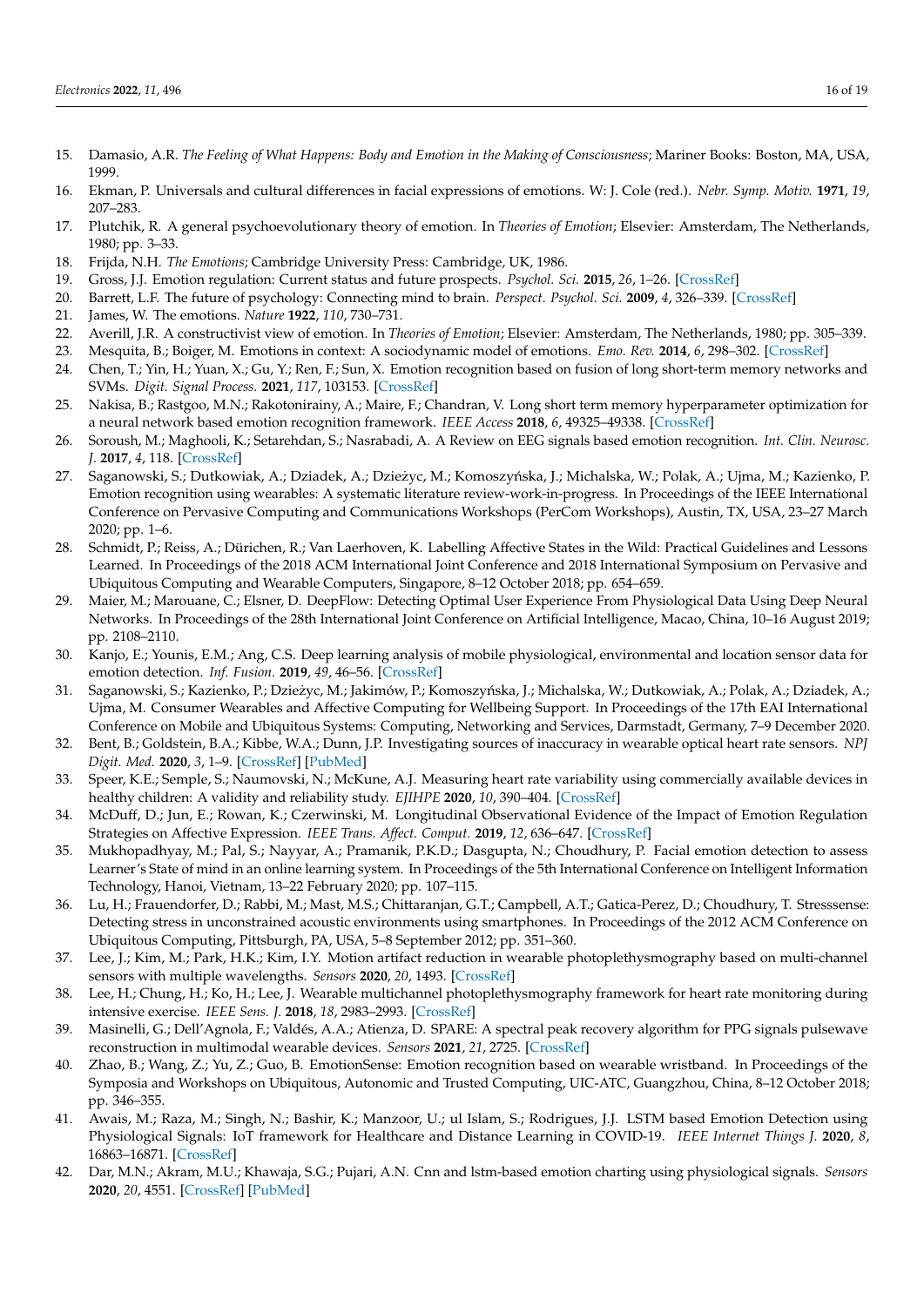15. Damasio, A.R. *The Feeling of What Happens: Body and Emotion in the Making of Consciousness*; Mariner Books: Boston, MA, USA, 1999.
16. Ekman, P. Universals and cultural differences in facial expressions of emotions. W: J. Cole (red.). *Nebr. Symp. Motiv.* **1971**, *19*, 207–283.
17. Plutchik, R. A general psychoevolutionary theory of emotion. In *Theories of Emotion*; Elsevier: Amsterdam, The Netherlands, 1980; pp. 3–33.
18. Frijda, N.H. *The Emotions*; Cambridge University Press: Cambridge, UK, 1986.
19. Gross, J.J. Emotion regulation: Current status and future prospects. *Psychol. Sci.* **2015**, *26*, 1–26. [CrossRef]
20. Barrett, L.F. The future of psychology: Connecting mind to brain. *Perspect. Psychol. Sci.* **2009**, *4*, 326–339. [CrossRef]
21. James, W. The emotions. *Nature* **1922**, *110*, 730–731.
22. Averill, J.R. A constructivist view of emotion. In *Theories of Emotion*; Elsevier: Amsterdam, The Netherlands, 1980; pp. 305–339.
23. Mesquita, B.; Boiger, M. Emotions in context: A sociodynamic model of emotions. *Emo. Rev.* **2014**, *6*, 298–302. [CrossRef]
24. Chen, T.; Yin, H.; Yuan, X.; Gu, Y.; Ren, F.; Sun, X. Emotion recognition based on fusion of long short-term memory networks and SVMs. *Digit. Signal Process.* **2021**, *117*, 103153. [CrossRef]
25. Nakisa, B.; Rastgoo, M.N.; Rakotonirainy, A.; Maire, F.; Chandran, V. Long short term memory hyperparameter optimization for a neural network based emotion recognition framework. *IEEE Access* **2018**, *6*, 49325–49338. [CrossRef]
26. Soroush, M.; Maghooli, K.; Setarehdan, S.; Nasrabadi, A. A Review on EEG signals based emotion recognition. *Int. Clin. Neurosc. J.* **2017**, *4*, 118. [CrossRef]
27. Saganowski, S.; Dutkowiak, A.; Dziadek, A.; Dzieżyc, M.; Komoszyńska, J.; Michalska, W.; Polak, A.; Ujma, M.; Kazienko, P. Emotion recognition using wearables: A systematic literature review-work-in-progress. In Proceedings of the IEEE International Conference on Pervasive Computing and Communications Workshops (PerCom Workshops), Austin, TX, USA, 23–27 March 2020; pp. 1–6.
28. Schmidt, P.; Reiss, A.; Dürichen, R.; Van Laerhoven, K. Labelling Affective States in the Wild: Practical Guidelines and Lessons Learned. In Proceedings of the 2018 ACM International Joint Conference and 2018 International Symposium on Pervasive and Ubiquitous Computing and Wearable Computers, Singapore, 8–12 October 2018; pp. 654–659.
29. Maier, M.; Marouane, C.; Elsner, D. DeepFlow: Detecting Optimal User Experience From Physiological Data Using Deep Neural Networks. In Proceedings of the 28th International Joint Conference on Artificial Intelligence, Macao, China, 10–16 August 2019; pp. 2108–2110.
30. Kanjo, E.; Younis, E.M.; Ang, C.S. Deep learning analysis of mobile physiological, environmental and location sensor data for emotion detection. *Inf. Fusion.* **2019**, *49*, 46–56. [CrossRef]
31. Saganowski, S.; Kazienko, P.; Dzieżyc, M.; Jakimów, P.; Komoszyńska, J.; Michalska, W.; Dutkowiak, A.; Polak, A.; Dziadek, A.; Ujma, M. Consumer Wearables and Affective Computing for Wellbeing Support. In Proceedings of the 17th EAI International Conference on Mobile and Ubiquitous Systems: Computing, Networking and Services, Darmstadt, Germany, 7–9 December 2020.
32. Bent, B.; Goldstein, B.A.; Kibbe, W.A.; Dunn, J.P. Investigating sources of inaccuracy in wearable optical heart rate sensors. *NPJ Digit. Med.* **2020**, *3*, 1–9. [CrossRef] [PubMed]
33. Speer, K.E.; Semple, S.; Naumovski, N.; McKune, A.J. Measuring heart rate variability using commercially available devices in healthy children: A validity and reliability study. *EJIHPE* **2020**, *10*, 390–404. [CrossRef]
34. McDuff, D.; Jun, E.; Rowan, K.; Czerwinski, M. Longitudinal Observational Evidence of the Impact of Emotion Regulation Strategies on Affective Expression. *IEEE Trans. Affect. Comput.* **2019**, *12*, 636–647. [CrossRef]
35. Mukhopadhyay, M.; Pal, S.; Nayyar, A.; Pramanik, P.K.D.; Dasgupta, N.; Choudhury, P. Facial emotion detection to assess Learner's State of mind in an online learning system. In Proceedings of the 5th International Conference on Intelligent Information Technology, Hanoi, Vietnam, 13–22 February 2020; pp. 107–115.
36. Lu, H.; Frauendorfer, D.; Rabbi, M.; Mast, M.S.; Chittaranjan, G.T.; Campbell, A.T.; Gatica-Perez, D.; Choudhury, T. Stresssense: Detecting stress in unconstrained acoustic environments using smartphones. In Proceedings of the 2012 ACM Conference on Ubiquitous Computing, Pittsburgh, PA, USA, 5–8 September 2012; pp. 351–360.
37. Lee, J.; Kim, M.; Park, H.K.; Kim, I.Y. Motion artifact reduction in wearable photoplethysmography based on multi-channel sensors with multiple wavelengths. *Sensors* **2020**, *20*, 1493. [CrossRef]
38. Lee, H.; Chung, H.; Ko, H.; Lee, J. Wearable multichannel photoplethysmography framework for heart rate monitoring during intensive exercise. *IEEE Sens. J.* **2018**, *18*, 2983–2993. [CrossRef]
39. Masinelli, G.; Dell'Agnola, F.; Valdés, A.A.; Atienza, D. SPARE: A spectral peak recovery algorithm for PPG signals pulsewave reconstruction in multimodal wearable devices. *Sensors* **2021**, *21*, 2725. [CrossRef]
40. Zhao, B.; Wang, Z.; Yu, Z.; Guo, B. EmotionSense: Emotion recognition based on wearable wristband. In Proceedings of the Symposia and Workshops on Ubiquitous, Autonomic and Trusted Computing, UIC-ATC, Guangzhou, China, 8–12 October 2018; pp. 346–355.
41. Awais, M.; Raza, M.; Singh, N.; Bashir, K.; Manzoor, U.; ul Islam, S.; Rodrigues, J.J. LSTM based Emotion Detection using Physiological Signals: IoT framework for Healthcare and Distance Learning in COVID-19. *IEEE Internet Things J.* **2020**, *8*, 16863–16871. [CrossRef]
42. Dar, M.N.; Akram, M.U.; Khawaja, S.G.; Pujari, A.N. Cnn and lstm-based emotion charting using physiological signals. *Sensors* **2020**, *20*, 4551. [CrossRef] [PubMed]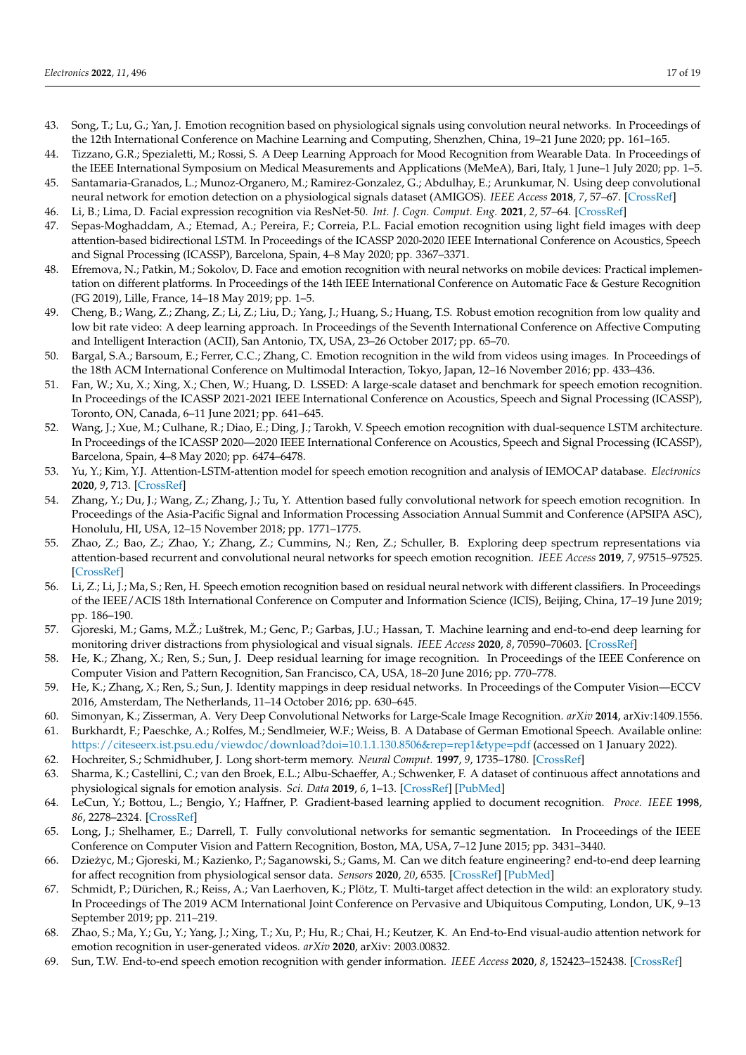43. Song, T.; Lu, G.; Yan, J. Emotion recognition based on physiological signals using convolution neural networks. In Proceedings of the 12th International Conference on Machine Learning and Computing, Shenzhen, China, 19–21 June 2020; pp. 161–165.
44. Tizzano, G.R.; Spezialetti, M.; Rossi, S. A Deep Learning Approach for Mood Recognition from Wearable Data. In Proceedings of the IEEE International Symposium on Medical Measurements and Applications (MeMeA), Bari, Italy, 1 June–1 July 2020; pp. 1–5.
45. Santamaria-Granados, L.; Munoz-Organero, M.; Ramirez-Gonzalez, G.; Abdulhay, E.; Arunkumar, N. Using deep convolutional neural network for emotion detection on a physiological signals dataset (AMIGOS). *IEEE Access* **2018**, *7*, 57–67. [CrossRef]
46. Li, B.; Lima, D. Facial expression recognition via ResNet-50. *Int. J. Cogn. Comput. Eng.* **2021**, *2*, 57–64. [CrossRef]
47. Sepas-Moghaddam, A.; Etemad, A.; Pereira, F.; Correia, P.L. Facial emotion recognition using light field images with deep attention-based bidirectional LSTM. In Proceedings of the ICASSP 2020-2020 IEEE International Conference on Acoustics, Speech and Signal Processing (ICASSP), Barcelona, Spain, 4–8 May 2020; pp. 3367–3371.
48. Efremova, N.; Patkin, M.; Sokolov, D. Face and emotion recognition with neural networks on mobile devices: Practical implementation on different platforms. In Proceedings of the 14th IEEE International Conference on Automatic Face & Gesture Recognition (FG 2019), Lille, France, 14–18 May 2019; pp. 1–5.
49. Cheng, B.; Wang, Z.; Zhang, Z.; Li, Z.; Liu, D.; Yang, J.; Huang, S.; Huang, T.S. Robust emotion recognition from low quality and low bit rate video: A deep learning approach. In Proceedings of the Seventh International Conference on Affective Computing and Intelligent Interaction (ACII), San Antonio, TX, USA, 23–26 October 2017; pp. 65–70.
50. Bargal, S.A.; Barsoum, E.; Ferrer, C.C.; Zhang, C. Emotion recognition in the wild from videos using images. In Proceedings of the 18th ACM International Conference on Multimodal Interaction, Tokyo, Japan, 12–16 November 2016; pp. 433–436.
51. Fan, W.; Xu, X.; Xing, X.; Chen, W.; Huang, D. LSSED: A large-scale dataset and benchmark for speech emotion recognition. In Proceedings of the ICASSP 2021-2021 IEEE International Conference on Acoustics, Speech and Signal Processing (ICASSP), Toronto, ON, Canada, 6–11 June 2021; pp. 641–645.
52. Wang, J.; Xue, M.; Culhane, R.; Diao, E.; Ding, J.; Tarokh, V. Speech emotion recognition with dual-sequence LSTM architecture. In Proceedings of the ICASSP 2020—2020 IEEE International Conference on Acoustics, Speech and Signal Processing (ICASSP), Barcelona, Spain, 4–8 May 2020; pp. 6474–6478.
53. Yu, Y.; Kim, Y.J. Attention-LSTM-attention model for speech emotion recognition and analysis of IEMOCAP database. *Electronics* **2020**, *9*, 713. [CrossRef]
54. Zhang, Y.; Du, J.; Wang, Z.; Zhang, J.; Tu, Y. Attention based fully convolutional network for speech emotion recognition. In Proceedings of the Asia-Pacific Signal and Information Processing Association Annual Summit and Conference (APSIPA ASC), Honolulu, HI, USA, 12–15 November 2018; pp. 1771–1775.
55. Zhao, Z.; Bao, Z.; Zhao, Y.; Zhang, Z.; Cummins, N.; Ren, Z.; Schuller, B. Exploring deep spectrum representations via attention-based recurrent and convolutional neural networks for speech emotion recognition. *IEEE Access* **2019**, *7*, 97515–97525. [CrossRef]
56. Li, Z.; Li, J.; Ma, S.; Ren, H. Speech emotion recognition based on residual neural network with different classifiers. In Proceedings of the IEEE/ACIS 18th International Conference on Computer and Information Science (ICIS), Beijing, China, 17–19 June 2019; pp. 186–190.
57. Gjoreski, M.; Gams, M.Ž.; Luštrek, M.; Genc, P.; Garbas, J.U.; Hassan, T. Machine learning and end-to-end deep learning for monitoring driver distractions from physiological and visual signals. *IEEE Access* **2020**, *8*, 70590–70603. [CrossRef]
58. He, K.; Zhang, X.; Ren, S.; Sun, J. Deep residual learning for image recognition. In Proceedings of the IEEE Conference on Computer Vision and Pattern Recognition, San Francisco, CA, USA, 18–20 June 2016; pp. 770–778.
59. He, K.; Zhang, X.; Ren, S.; Sun, J. Identity mappings in deep residual networks. In Proceedings of the Computer Vision—ECCV 2016, Amsterdam, The Netherlands, 11–14 October 2016; pp. 630–645.
60. Simonyan, K.; Zisserman, A. Very Deep Convolutional Networks for Large-Scale Image Recognition. *arXiv* **2014**, arXiv:1409.1556.
61. Burkhardt, F.; Paeschke, A.; Rolfes, M.; Sendlmeier, W.F.; Weiss, B. A Database of German Emotional Speech. Available online: https://citeseerx.ist.psu.edu/viewdoc/download?doi=10.1.1.130.8506&rep=rep1&type=pdf (accessed on 1 January 2022).
62. Hochreiter, S.; Schmidhuber, J. Long short-term memory. *Neural Comput.* **1997**, *9*, 1735–1780. [CrossRef]
63. Sharma, K.; Castellini, C.; van den Broek, E.L.; Albu-Schaeffer, A.; Schwenker, F. A dataset of continuous affect annotations and physiological signals for emotion analysis. *Sci. Data* **2019**, *6*, 1–13. [CrossRef] [PubMed]
64. LeCun, Y.; Bottou, L.; Bengio, Y.; Haffner, P. Gradient-based learning applied to document recognition. *Proce. IEEE* **1998**, *86*, 2278–2324. [CrossRef]
65. Long, J.; Shelhamer, E.; Darrell, T. Fully convolutional networks for semantic segmentation. In Proceedings of the IEEE Conference on Computer Vision and Pattern Recognition, Boston, MA, USA, 7–12 June 2015; pp. 3431–3440.
66. Dzieżyc, M.; Gjoreski, M.; Kazienko, P.; Saganowski, S.; Gams, M. Can we ditch feature engineering? end-to-end deep learning for affect recognition from physiological sensor data. *Sensors* **2020**, *20*, 6535. [CrossRef] [PubMed]
67. Schmidt, P.; Dürichen, R.; Reiss, A.; Van Laerhoven, K.; Plötz, T. Multi-target affect detection in the wild: an exploratory study. In Proceedings of The 2019 ACM International Joint Conference on Pervasive and Ubiquitous Computing, London, UK, 9–13 September 2019; pp. 211–219.
68. Zhao, S.; Ma, Y.; Gu, Y.; Yang, J.; Xing, T.; Xu, P.; Hu, R.; Chai, H.; Keutzer, K. An End-to-End visual-audio attention network for emotion recognition in user-generated videos. *arXiv* **2020**, arXiv: 2003.00832.
69. Sun, T.W. End-to-end speech emotion recognition with gender information. *IEEE Access* **2020**, *8*, 152423–152438. [CrossRef]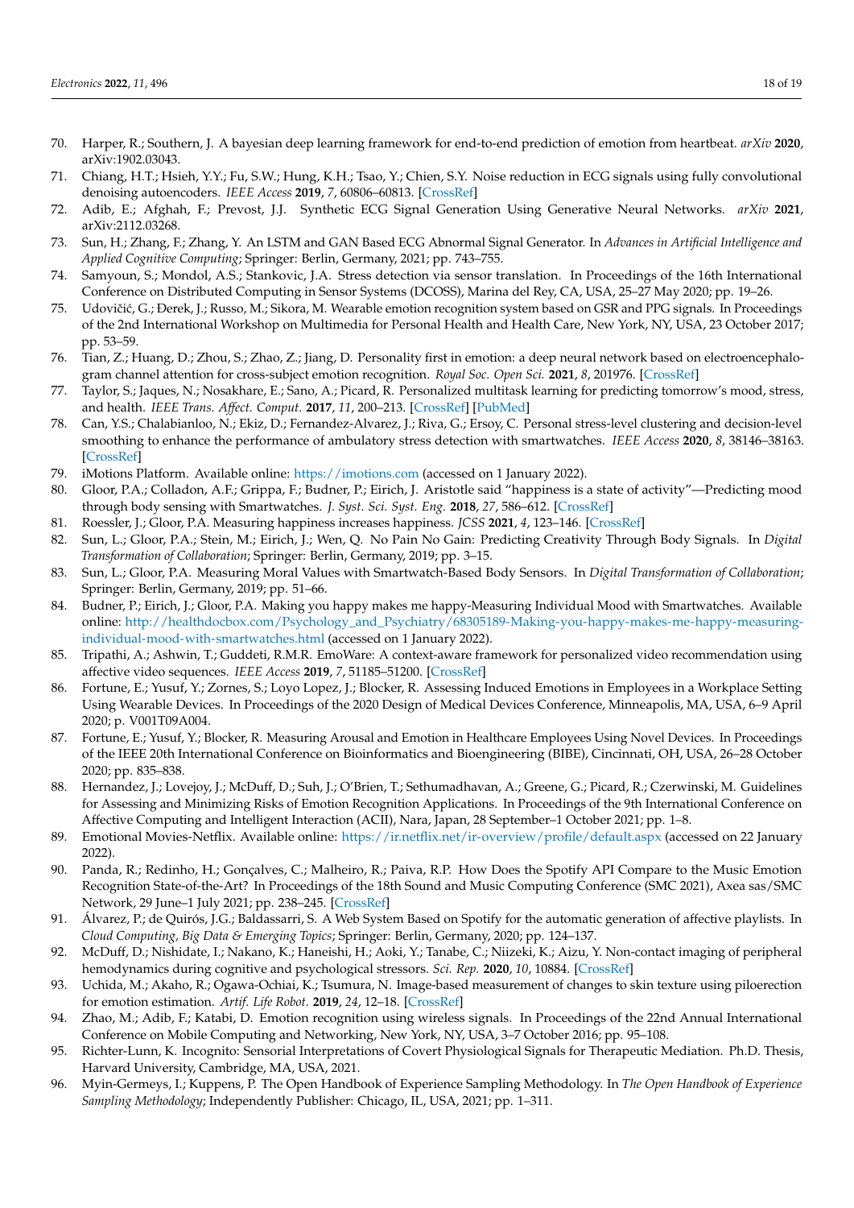70. Harper, R.; Southern, J. A bayesian deep learning framework for end-to-end prediction of emotion from heartbeat. *arXiv* **2020**, arXiv:1902.03043.
71. Chiang, H.T.; Hsieh, Y.Y.; Fu, S.W.; Hung, K.H.; Tsao, Y.; Chien, S.Y. Noise reduction in ECG signals using fully convolutional denoising autoencoders. *IEEE Access* **2019**, *7*, 60806–60813. [CrossRef]
72. Adib, E.; Afghah, F.; Prevost, J.J. Synthetic ECG Signal Generation Using Generative Neural Networks. *arXiv* **2021**, arXiv:2112.03268.
73. Sun, H.; Zhang, F.; Zhang, Y. An LSTM and GAN Based ECG Abnormal Signal Generator. In *Advances in Artificial Intelligence and Applied Cognitive Computing*; Springer: Berlin, Germany, 2021; pp. 743–755.
74. Samyoun, S.; Mondol, A.S.; Stankovic, J.A. Stress detection via sensor translation. In Proceedings of the 16th International Conference on Distributed Computing in Sensor Systems (DCOSS), Marina del Rey, CA, USA, 25–27 May 2020; pp. 19–26.
75. Udovičić, G.; Ðerek, J.; Russo, M.; Sikora, M. Wearable emotion recognition system based on GSR and PPG signals. In Proceedings of the 2nd International Workshop on Multimedia for Personal Health and Health Care, New York, NY, USA, 23 October 2017; pp. 53–59.
76. Tian, Z.; Huang, D.; Zhou, S.; Zhao, Z.; Jiang, D. Personality first in emotion: a deep neural network based on electroencephalogram channel attention for cross-subject emotion recognition. *Royal Soc. Open Sci.* **2021**, *8*, 201976. [CrossRef]
77. Taylor, S.; Jaques, N.; Nosakhare, E.; Sano, A.; Picard, R. Personalized multitask learning for predicting tomorrow's mood, stress, and health. *IEEE Trans. Affect. Comput.* **2017**, *11*, 200–213. [CrossRef] [PubMed]
78. Can, Y.S.; Chalabianloo, N.; Ekiz, D.; Fernandez-Alvarez, J.; Riva, G.; Ersoy, C. Personal stress-level clustering and decision-level smoothing to enhance the performance of ambulatory stress detection with smartwatches. *IEEE Access* **2020**, *8*, 38146–38163. [CrossRef]
79. iMotions Platform. Available online: https://imotions.com (accessed on 1 January 2022).
80. Gloor, P.A.; Colladon, A.F.; Grippa, F.; Budner, P.; Eirich, J. Aristotle said "happiness is a state of activity"—Predicting mood through body sensing with Smartwatches. *J. Syst. Sci. Syst. Eng.* **2018**, *27*, 586–612. [CrossRef]
81. Roessler, J.; Gloor, P.A. Measuring happiness increases happiness. *JCSS* **2021**, *4*, 123–146. [CrossRef]
82. Sun, L.; Gloor, P.A.; Stein, M.; Eirich, J.; Wen, Q. No Pain No Gain: Predicting Creativity Through Body Signals. In *Digital Transformation of Collaboration*; Springer: Berlin, Germany, 2019; pp. 3–15.
83. Sun, L.; Gloor, P.A. Measuring Moral Values with Smartwatch-Based Body Sensors. In *Digital Transformation of Collaboration*; Springer: Berlin, Germany, 2019; pp. 51–66.
84. Budner, P.; Eirich, J.; Gloor, P.A. Making you happy makes me happy-Measuring Individual Mood with Smartwatches. Available online: http://healthdocbox.com/Psychology_and_Psychiatry/68305189-Making-you-happy-makes-me-happy-measuring-individual-mood-with-smartwatches.html (accessed on 1 January 2022).
85. Tripathi, A.; Ashwin, T.; Guddeti, R.M.R. EmoWare: A context-aware framework for personalized video recommendation using affective video sequences. *IEEE Access* **2019**, *7*, 51185–51200. [CrossRef]
86. Fortune, E.; Yusuf, Y.; Zornes, S.; Loyo Lopez, J.; Blocker, R. Assessing Induced Emotions in Employees in a Workplace Setting Using Wearable Devices. In Proceedings of the 2020 Design of Medical Devices Conference, Minneapolis, MA, USA, 6–9 April 2020; p. V001T09A004.
87. Fortune, E.; Yusuf, Y.; Blocker, R. Measuring Arousal and Emotion in Healthcare Employees Using Novel Devices. In Proceedings of the IEEE 20th International Conference on Bioinformatics and Bioengineering (BIBE), Cincinnati, OH, USA, 26–28 October 2020; pp. 835–838.
88. Hernandez, J.; Lovejoy, J.; McDuff, D.; Suh, J.; O'Brien, T.; Sethumadhavan, A.; Greene, G.; Picard, R.; Czerwinski, M. Guidelines for Assessing and Minimizing Risks of Emotion Recognition Applications. In Proceedings of the 9th International Conference on Affective Computing and Intelligent Interaction (ACII), Nara, Japan, 28 September–1 October 2021; pp. 1–8.
89. Emotional Movies-Netflix. Available online: https://ir.netflix.net/ir-overview/profile/default.aspx (accessed on 22 January 2022).
90. Panda, R.; Redinho, H.; Gonçalves, C.; Malheiro, R.; Paiva, R.P. How Does the Spotify API Compare to the Music Emotion Recognition State-of-the-Art? In Proceedings of the 18th Sound and Music Computing Conference (SMC 2021), Axea sas/SMC Network, 29 June–1 July 2021; pp. 238–245. [CrossRef]
91. Álvarez, P.; de Quirós, J.G.; Baldassarri, S. A Web System Based on Spotify for the automatic generation of affective playlists. In *Cloud Computing, Big Data & Emerging Topics*; Springer: Berlin, Germany, 2020; pp. 124–137.
92. McDuff, D.; Nishidate, I.; Nakano, K.; Haneishi, H.; Aoki, Y.; Tanabe, C.; Niizeki, K.; Aizu, Y. Non-contact imaging of peripheral hemodynamics during cognitive and psychological stressors. *Sci. Rep.* **2020**, *10*, 10884. [CrossRef]
93. Uchida, M.; Akaho, R.; Ogawa-Ochiai, K.; Tsumura, N. Image-based measurement of changes to skin texture using piloerection for emotion estimation. *Artif. Life Robot.* **2019**, *24*, 12–18. [CrossRef]
94. Zhao, M.; Adib, F.; Katabi, D. Emotion recognition using wireless signals. In Proceedings of the 22nd Annual International Conference on Mobile Computing and Networking, New York, NY, USA, 3–7 October 2016; pp. 95–108.
95. Richter-Lunn, K. Incognito: Sensorial Interpretations of Covert Physiological Signals for Therapeutic Mediation. Ph.D. Thesis, Harvard University, Cambridge, MA, USA, 2021.
96. Myin-Germeys, I.; Kuppens, P. The Open Handbook of Experience Sampling Methodology. In *The Open Handbook of Experience Sampling Methodology*; Independently Publisher: Chicago, IL, USA, 2021; pp. 1–311.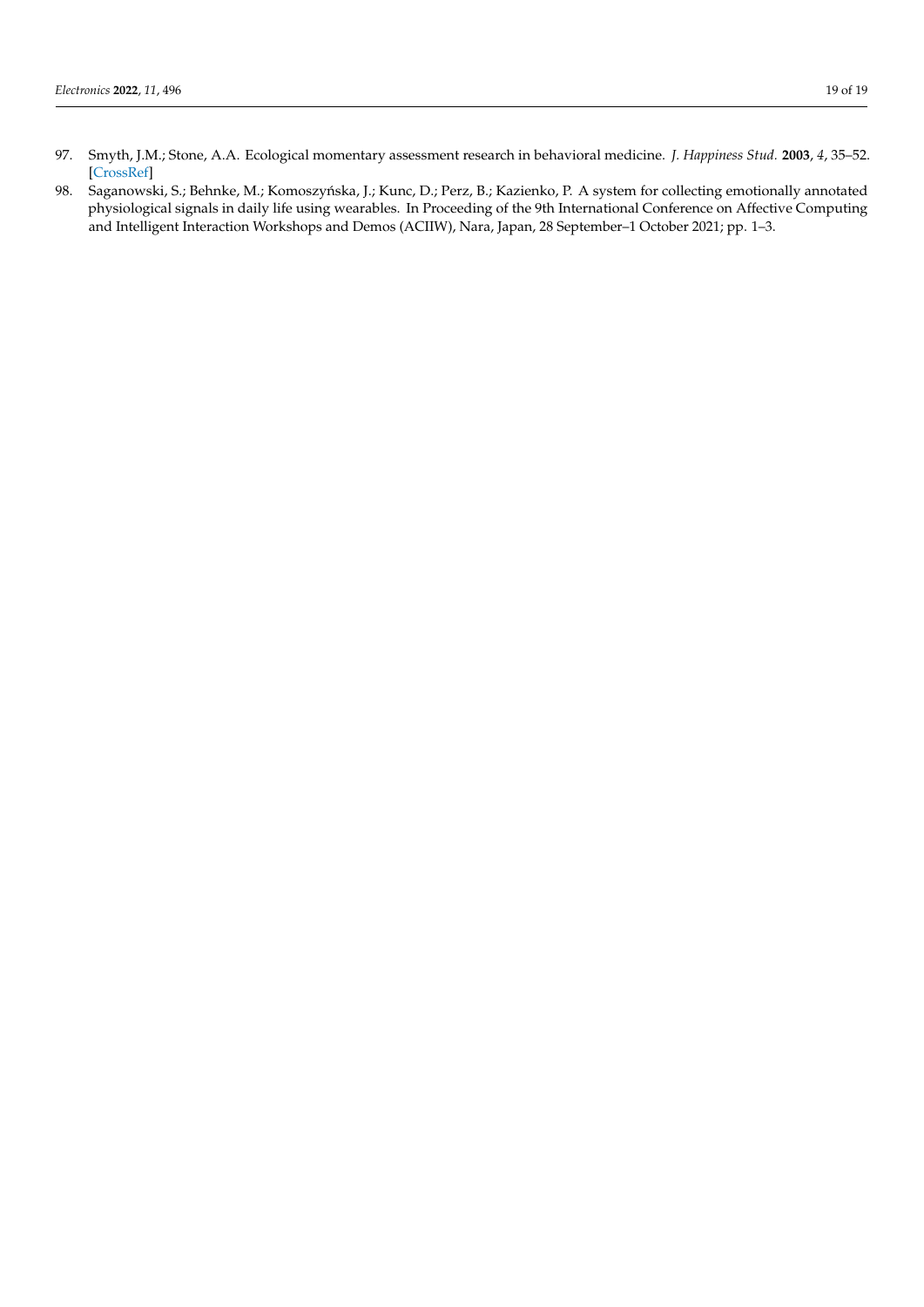97. Smyth, J.M.; Stone, A.A. Ecological momentary assessment research in behavioral medicine. *J. Happiness Stud.* **2003**, *4*, 35–52. [CrossRef]
98. Saganowski, S.; Behnke, M.; Komoszyńska, J.; Kunc, D.; Perz, B.; Kazienko, P. A system for collecting emotionally annotated physiological signals in daily life using wearables. In Proceeding of the 9th International Conference on Affective Computing and Intelligent Interaction Workshops and Demos (ACIIW), Nara, Japan, 28 September–1 October 2021; pp. 1–3.